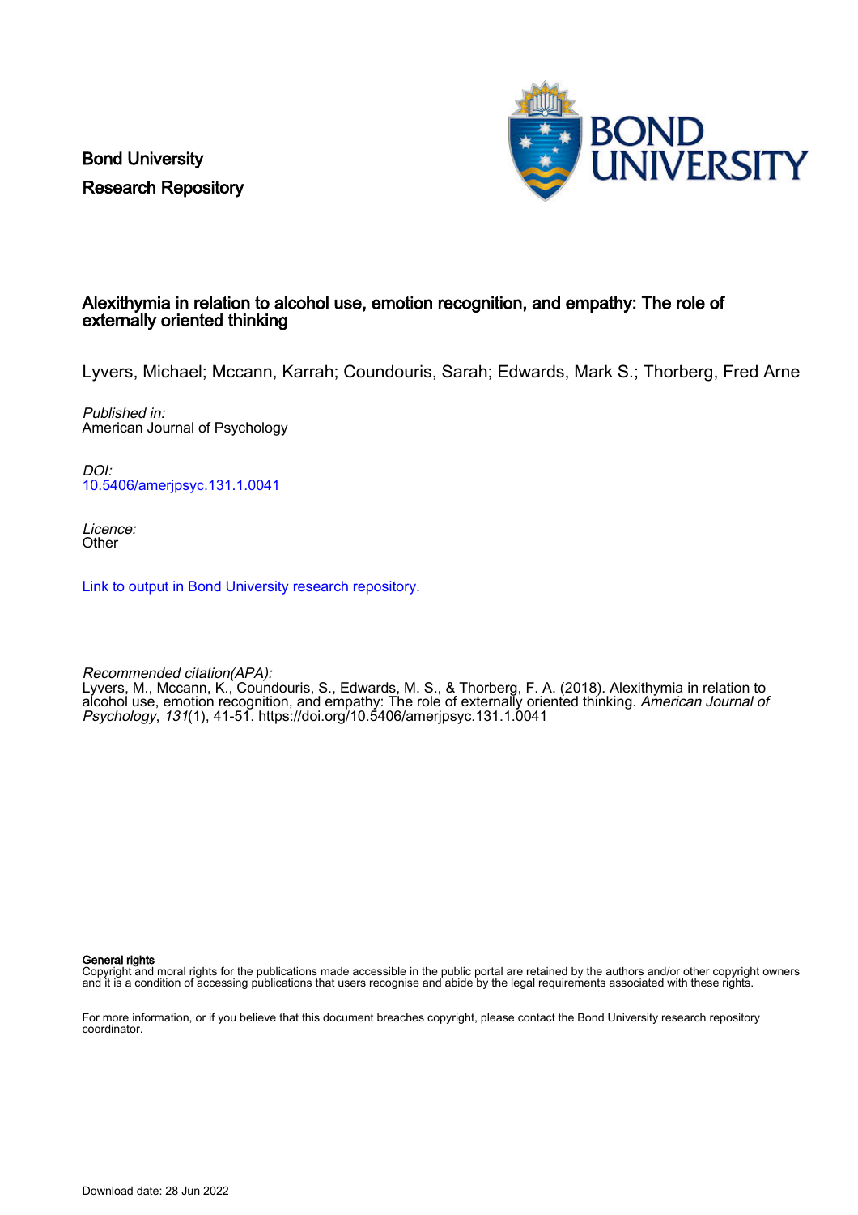Bond University
Research Repository

# Alexithymia in relation to alcohol use, emotion recognition, and empathy: The role of externally oriented thinking

Lyvers, Michael; Mccann, Karrah; Coundouris, Sarah; Edwards, Mark S.; Thorberg, Fred Arne

*Published in:*
American Journal of Psychology

*DOI:*
10.5406/amerjpsyc.131.1.0041

*Licence:*
Other

Link to output in Bond University research repository.

*Recommended citation(APA):*
Lyvers, M., Mccann, K., Coundouris, S., Edwards, M. S., & Thorberg, F. A. (2018). Alexithymia in relation to alcohol use, emotion recognition, and empathy: The role of externally oriented thinking. *American Journal of Psychology*, *131*(1), 41-51. https://doi.org/10.5406/amerjpsyc.131.1.0041

**General rights**
Copyright and moral rights for the publications made accessible in the public portal are retained by the authors and/or other copyright owners and it is a condition of accessing publications that users recognise and abide by the legal requirements associated with these rights.

For more information, or if you believe that this document breaches copyright, please contact the Bond University research repository coordinator.

Download date: 28 Jun 2022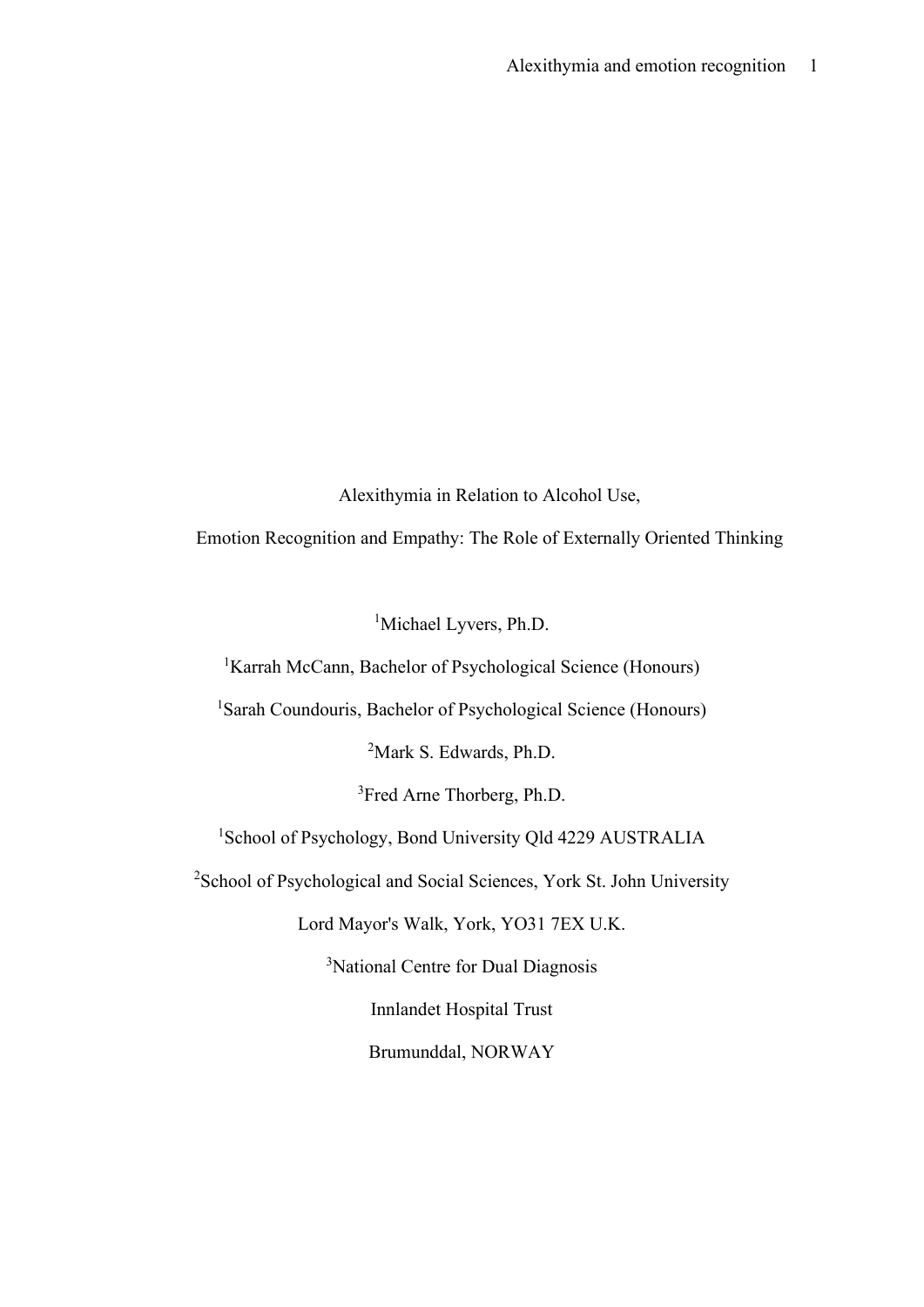# Alexithymia in Relation to Alcohol Use,

# Emotion Recognition and Empathy: The Role of Externally Oriented Thinking

[1]Michael Lyvers, Ph.D.

[1]Karrah McCann, Bachelor of Psychological Science (Honours)

[1]Sarah Coundouris, Bachelor of Psychological Science (Honours)

[2]Mark S. Edwards, Ph.D.

[3]Fred Arne Thorberg, Ph.D.

[1]School of Psychology, Bond University Qld 4229 AUSTRALIA

[2]School of Psychological and Social Sciences, York St. John University

Lord Mayor's Walk, York, YO31 7EX U.K.

[3]National Centre for Dual Diagnosis

Innlandet Hospital Trust

Brumunddal, NORWAY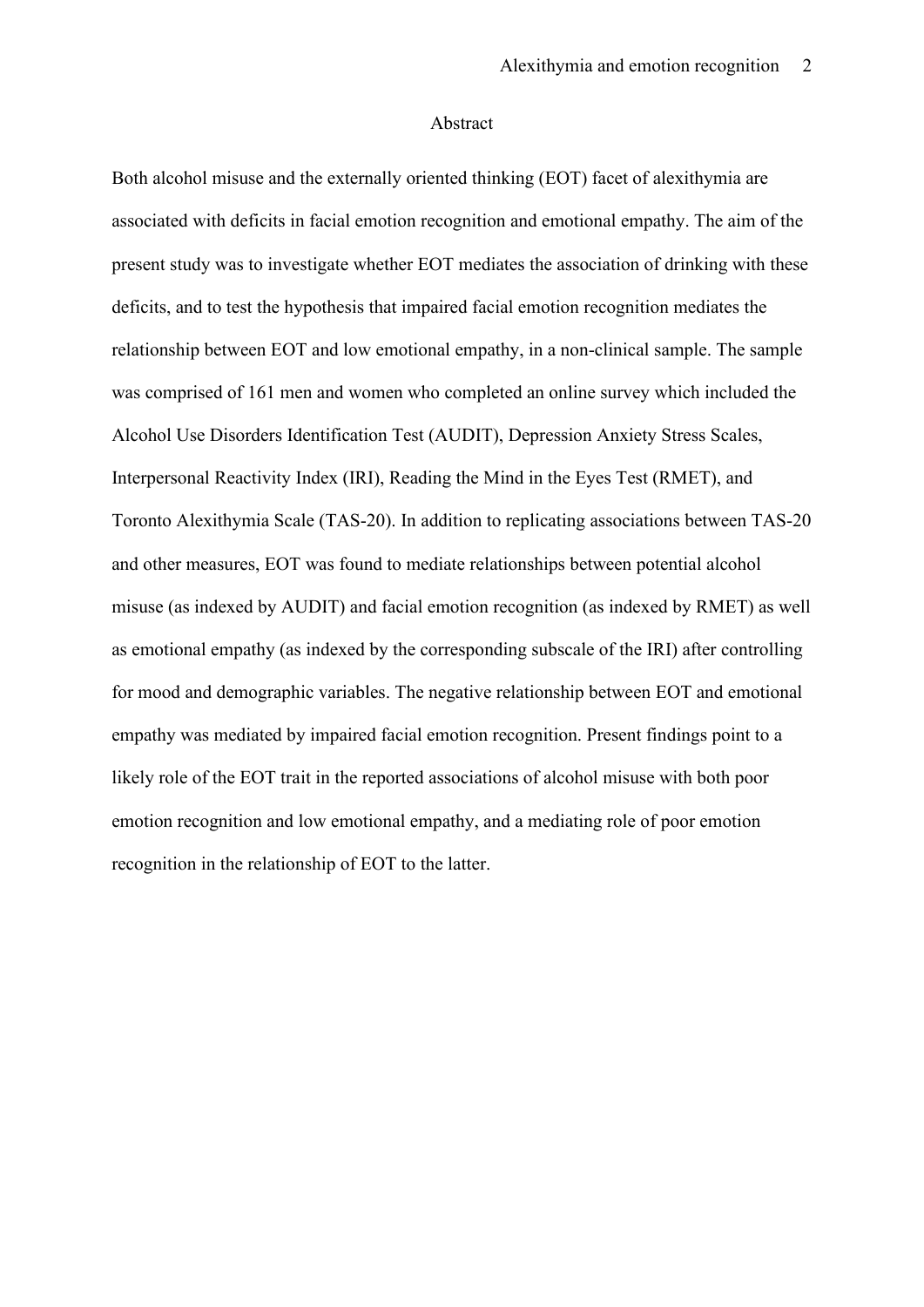# Abstract

Both alcohol misuse and the externally oriented thinking (EOT) facet of alexithymia are associated with deficits in facial emotion recognition and emotional empathy. The aim of the present study was to investigate whether EOT mediates the association of drinking with these deficits, and to test the hypothesis that impaired facial emotion recognition mediates the relationship between EOT and low emotional empathy, in a non-clinical sample. The sample was comprised of 161 men and women who completed an online survey which included the Alcohol Use Disorders Identification Test (AUDIT), Depression Anxiety Stress Scales, Interpersonal Reactivity Index (IRI), Reading the Mind in the Eyes Test (RMET), and Toronto Alexithymia Scale (TAS-20). In addition to replicating associations between TAS-20 and other measures, EOT was found to mediate relationships between potential alcohol misuse (as indexed by AUDIT) and facial emotion recognition (as indexed by RMET) as well as emotional empathy (as indexed by the corresponding subscale of the IRI) after controlling for mood and demographic variables. The negative relationship between EOT and emotional empathy was mediated by impaired facial emotion recognition. Present findings point to a likely role of the EOT trait in the reported associations of alcohol misuse with both poor emotion recognition and low emotional empathy, and a mediating role of poor emotion recognition in the relationship of EOT to the latter.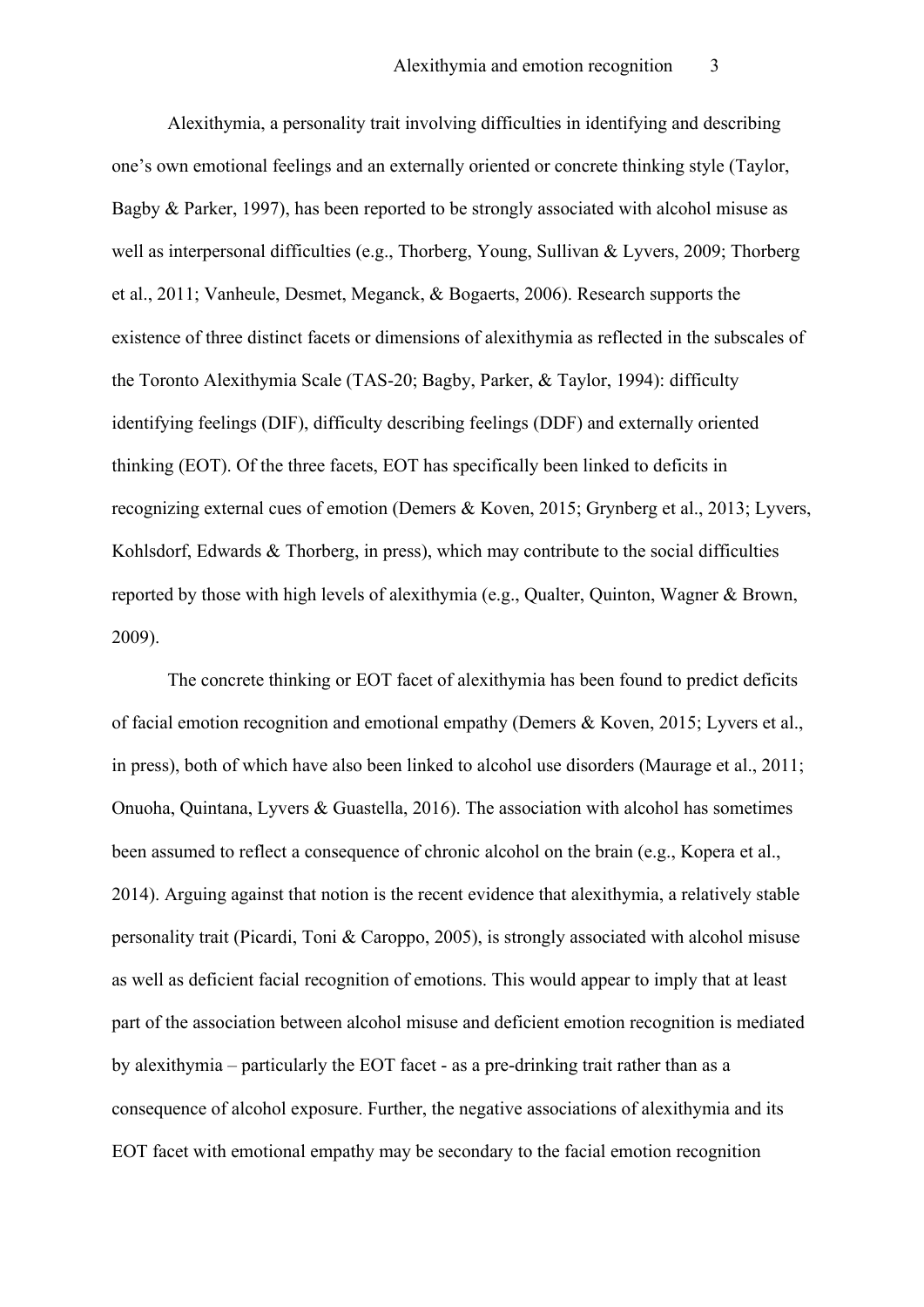Alexithymia, a personality trait involving difficulties in identifying and describing one's own emotional feelings and an externally oriented or concrete thinking style (Taylor, Bagby & Parker, 1997), has been reported to be strongly associated with alcohol misuse as well as interpersonal difficulties (e.g., Thorberg, Young, Sullivan & Lyvers, 2009; Thorberg et al., 2011; Vanheule, Desmet, Meganck, & Bogaerts, 2006). Research supports the existence of three distinct facets or dimensions of alexithymia as reflected in the subscales of the Toronto Alexithymia Scale (TAS-20; Bagby, Parker, & Taylor, 1994): difficulty identifying feelings (DIF), difficulty describing feelings (DDF) and externally oriented thinking (EOT). Of the three facets, EOT has specifically been linked to deficits in recognizing external cues of emotion (Demers & Koven, 2015; Grynberg et al., 2013; Lyvers, Kohlsdorf, Edwards & Thorberg, in press), which may contribute to the social difficulties reported by those with high levels of alexithymia (e.g., Qualter, Quinton, Wagner & Brown, 2009).

The concrete thinking or EOT facet of alexithymia has been found to predict deficits of facial emotion recognition and emotional empathy (Demers & Koven, 2015; Lyvers et al., in press), both of which have also been linked to alcohol use disorders (Maurage et al., 2011; Onuoha, Quintana, Lyvers & Guastella, 2016). The association with alcohol has sometimes been assumed to reflect a consequence of chronic alcohol on the brain (e.g., Kopera et al., 2014). Arguing against that notion is the recent evidence that alexithymia, a relatively stable personality trait (Picardi, Toni & Caroppo, 2005), is strongly associated with alcohol misuse as well as deficient facial recognition of emotions. This would appear to imply that at least part of the association between alcohol misuse and deficient emotion recognition is mediated by alexithymia – particularly the EOT facet - as a pre-drinking trait rather than as a consequence of alcohol exposure. Further, the negative associations of alexithymia and its EOT facet with emotional empathy may be secondary to the facial emotion recognition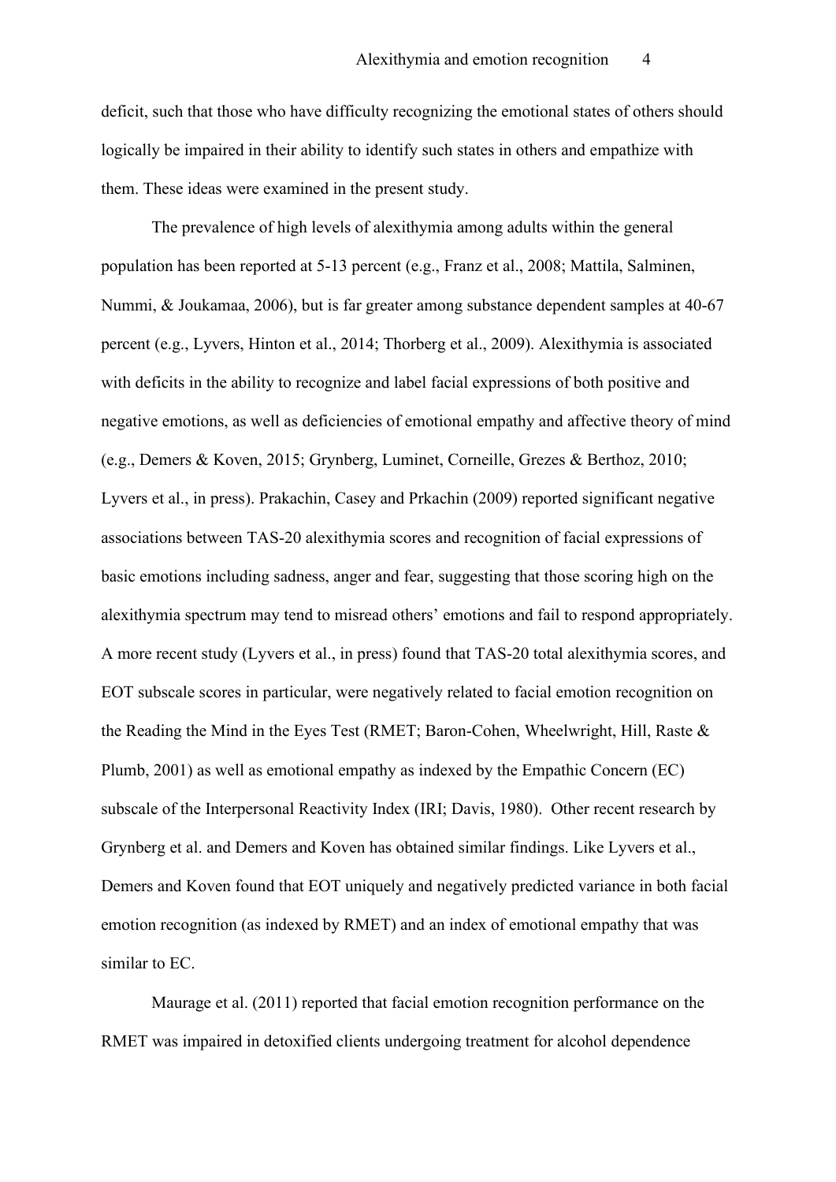deficit, such that those who have difficulty recognizing the emotional states of others should logically be impaired in their ability to identify such states in others and empathize with them. These ideas were examined in the present study.

The prevalence of high levels of alexithymia among adults within the general population has been reported at 5-13 percent (e.g., Franz et al., 2008; Mattila, Salminen, Nummi, & Joukamaa, 2006), but is far greater among substance dependent samples at 40-67 percent (e.g., Lyvers, Hinton et al., 2014; Thorberg et al., 2009). Alexithymia is associated with deficits in the ability to recognize and label facial expressions of both positive and negative emotions, as well as deficiencies of emotional empathy and affective theory of mind (e.g., Demers & Koven, 2015; Grynberg, Luminet, Corneille, Grezes & Berthoz, 2010; Lyvers et al., in press). Prakachin, Casey and Prkachin (2009) reported significant negative associations between TAS-20 alexithymia scores and recognition of facial expressions of basic emotions including sadness, anger and fear, suggesting that those scoring high on the alexithymia spectrum may tend to misread others' emotions and fail to respond appropriately. A more recent study (Lyvers et al., in press) found that TAS-20 total alexithymia scores, and EOT subscale scores in particular, were negatively related to facial emotion recognition on the Reading the Mind in the Eyes Test (RMET; Baron-Cohen, Wheelwright, Hill, Raste & Plumb, 2001) as well as emotional empathy as indexed by the Empathic Concern (EC) subscale of the Interpersonal Reactivity Index (IRI; Davis, 1980). Other recent research by Grynberg et al. and Demers and Koven has obtained similar findings. Like Lyvers et al., Demers and Koven found that EOT uniquely and negatively predicted variance in both facial emotion recognition (as indexed by RMET) and an index of emotional empathy that was similar to EC.

Maurage et al. (2011) reported that facial emotion recognition performance on the RMET was impaired in detoxified clients undergoing treatment for alcohol dependence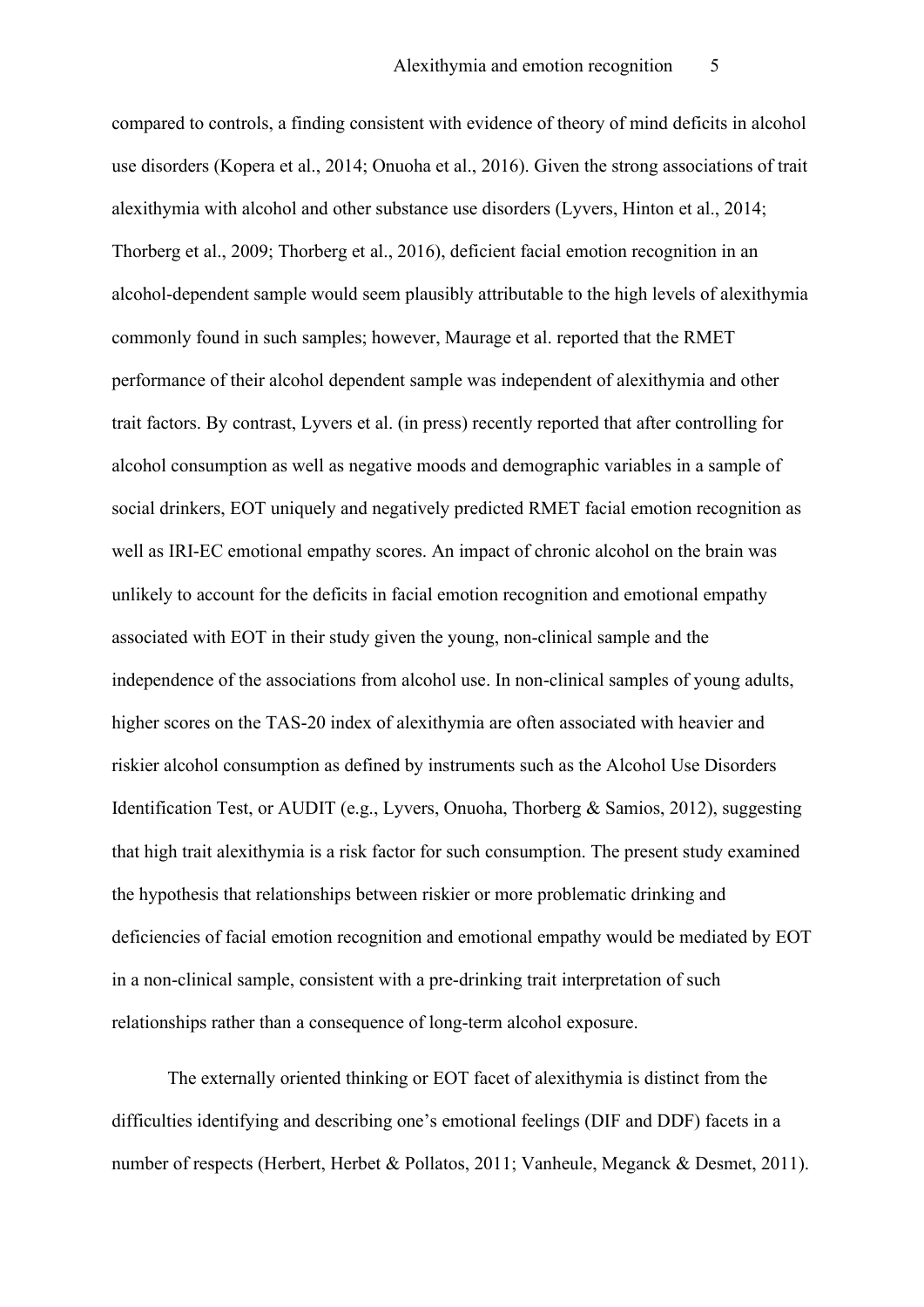compared to controls, a finding consistent with evidence of theory of mind deficits in alcohol use disorders (Kopera et al., 2014; Onuoha et al., 2016). Given the strong associations of trait alexithymia with alcohol and other substance use disorders (Lyvers, Hinton et al., 2014; Thorberg et al., 2009; Thorberg et al., 2016), deficient facial emotion recognition in an alcohol-dependent sample would seem plausibly attributable to the high levels of alexithymia commonly found in such samples; however, Maurage et al. reported that the RMET performance of their alcohol dependent sample was independent of alexithymia and other trait factors. By contrast, Lyvers et al. (in press) recently reported that after controlling for alcohol consumption as well as negative moods and demographic variables in a sample of social drinkers, EOT uniquely and negatively predicted RMET facial emotion recognition as well as IRI-EC emotional empathy scores. An impact of chronic alcohol on the brain was unlikely to account for the deficits in facial emotion recognition and emotional empathy associated with EOT in their study given the young, non-clinical sample and the independence of the associations from alcohol use. In non-clinical samples of young adults, higher scores on the TAS-20 index of alexithymia are often associated with heavier and riskier alcohol consumption as defined by instruments such as the Alcohol Use Disorders Identification Test, or AUDIT (e.g., Lyvers, Onuoha, Thorberg & Samios, 2012), suggesting that high trait alexithymia is a risk factor for such consumption. The present study examined the hypothesis that relationships between riskier or more problematic drinking and deficiencies of facial emotion recognition and emotional empathy would be mediated by EOT in a non-clinical sample, consistent with a pre-drinking trait interpretation of such relationships rather than a consequence of long-term alcohol exposure.

The externally oriented thinking or EOT facet of alexithymia is distinct from the difficulties identifying and describing one's emotional feelings (DIF and DDF) facets in a number of respects (Herbert, Herbet & Pollatos, 2011; Vanheule, Meganck & Desmet, 2011).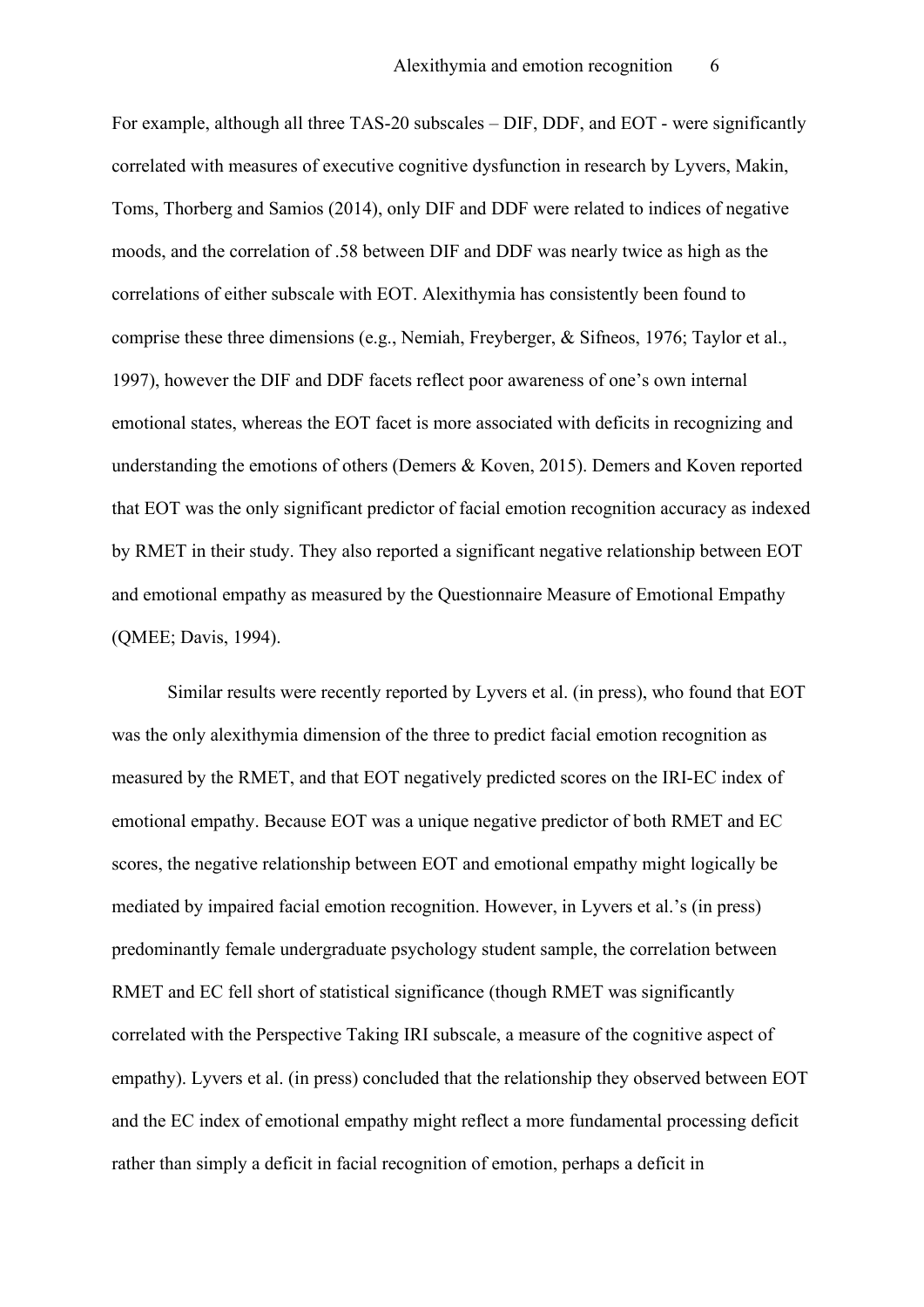For example, although all three TAS-20 subscales – DIF, DDF, and EOT - were significantly correlated with measures of executive cognitive dysfunction in research by Lyvers, Makin, Toms, Thorberg and Samios (2014), only DIF and DDF were related to indices of negative moods, and the correlation of .58 between DIF and DDF was nearly twice as high as the correlations of either subscale with EOT. Alexithymia has consistently been found to comprise these three dimensions (e.g., Nemiah, Freyberger, & Sifneos, 1976; Taylor et al., 1997), however the DIF and DDF facets reflect poor awareness of one's own internal emotional states, whereas the EOT facet is more associated with deficits in recognizing and understanding the emotions of others (Demers & Koven, 2015). Demers and Koven reported that EOT was the only significant predictor of facial emotion recognition accuracy as indexed by RMET in their study. They also reported a significant negative relationship between EOT and emotional empathy as measured by the Questionnaire Measure of Emotional Empathy (QMEE; Davis, 1994).

Similar results were recently reported by Lyvers et al. (in press), who found that EOT was the only alexithymia dimension of the three to predict facial emotion recognition as measured by the RMET, and that EOT negatively predicted scores on the IRI-EC index of emotional empathy. Because EOT was a unique negative predictor of both RMET and EC scores, the negative relationship between EOT and emotional empathy might logically be mediated by impaired facial emotion recognition. However, in Lyvers et al.'s (in press) predominantly female undergraduate psychology student sample, the correlation between RMET and EC fell short of statistical significance (though RMET was significantly correlated with the Perspective Taking IRI subscale, a measure of the cognitive aspect of empathy). Lyvers et al. (in press) concluded that the relationship they observed between EOT and the EC index of emotional empathy might reflect a more fundamental processing deficit rather than simply a deficit in facial recognition of emotion, perhaps a deficit in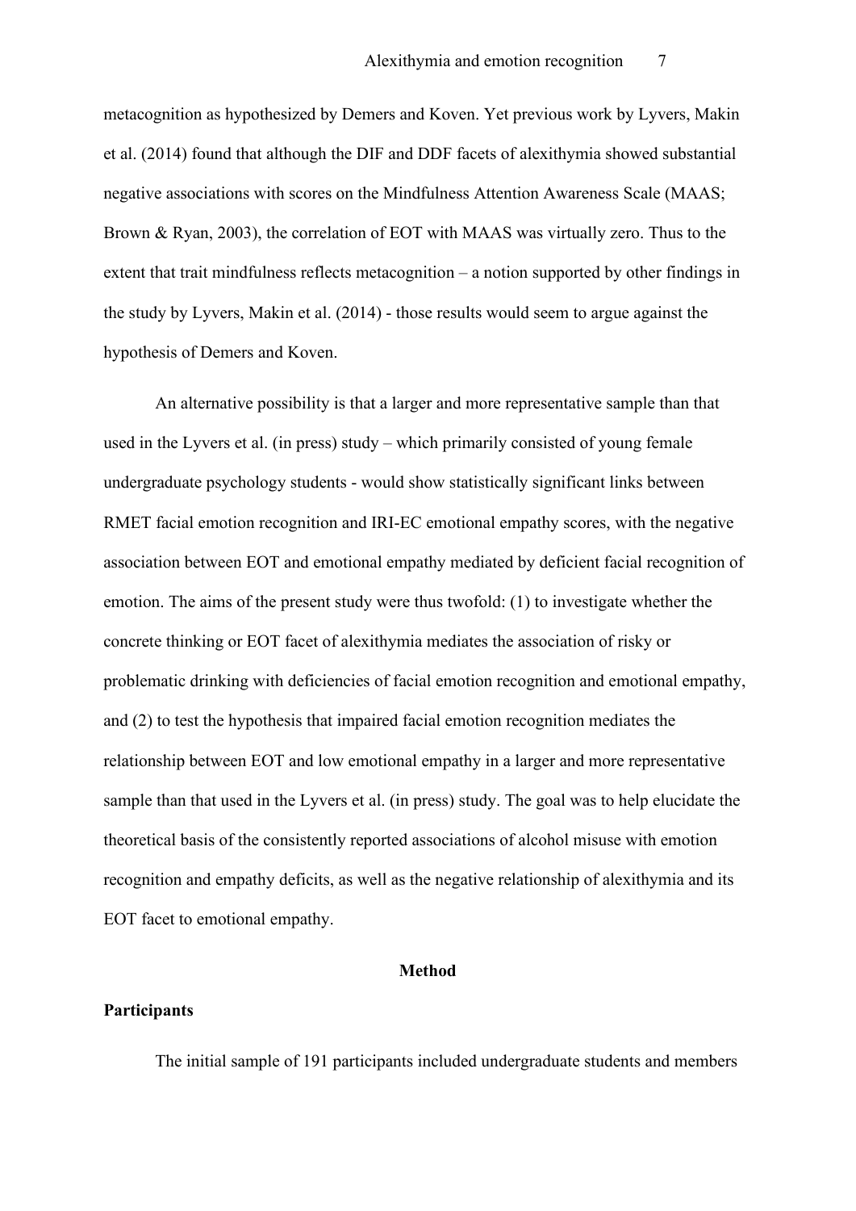metacognition as hypothesized by Demers and Koven. Yet previous work by Lyvers, Makin et al. (2014) found that although the DIF and DDF facets of alexithymia showed substantial negative associations with scores on the Mindfulness Attention Awareness Scale (MAAS; Brown & Ryan, 2003), the correlation of EOT with MAAS was virtually zero. Thus to the extent that trait mindfulness reflects metacognition – a notion supported by other findings in the study by Lyvers, Makin et al. (2014) - those results would seem to argue against the hypothesis of Demers and Koven.

An alternative possibility is that a larger and more representative sample than that used in the Lyvers et al. (in press) study – which primarily consisted of young female undergraduate psychology students - would show statistically significant links between RMET facial emotion recognition and IRI-EC emotional empathy scores, with the negative association between EOT and emotional empathy mediated by deficient facial recognition of emotion. The aims of the present study were thus twofold: (1) to investigate whether the concrete thinking or EOT facet of alexithymia mediates the association of risky or problematic drinking with deficiencies of facial emotion recognition and emotional empathy, and (2) to test the hypothesis that impaired facial emotion recognition mediates the relationship between EOT and low emotional empathy in a larger and more representative sample than that used in the Lyvers et al. (in press) study. The goal was to help elucidate the theoretical basis of the consistently reported associations of alcohol misuse with emotion recognition and empathy deficits, as well as the negative relationship of alexithymia and its EOT facet to emotional empathy.

## Method

### Participants

The initial sample of 191 participants included undergraduate students and members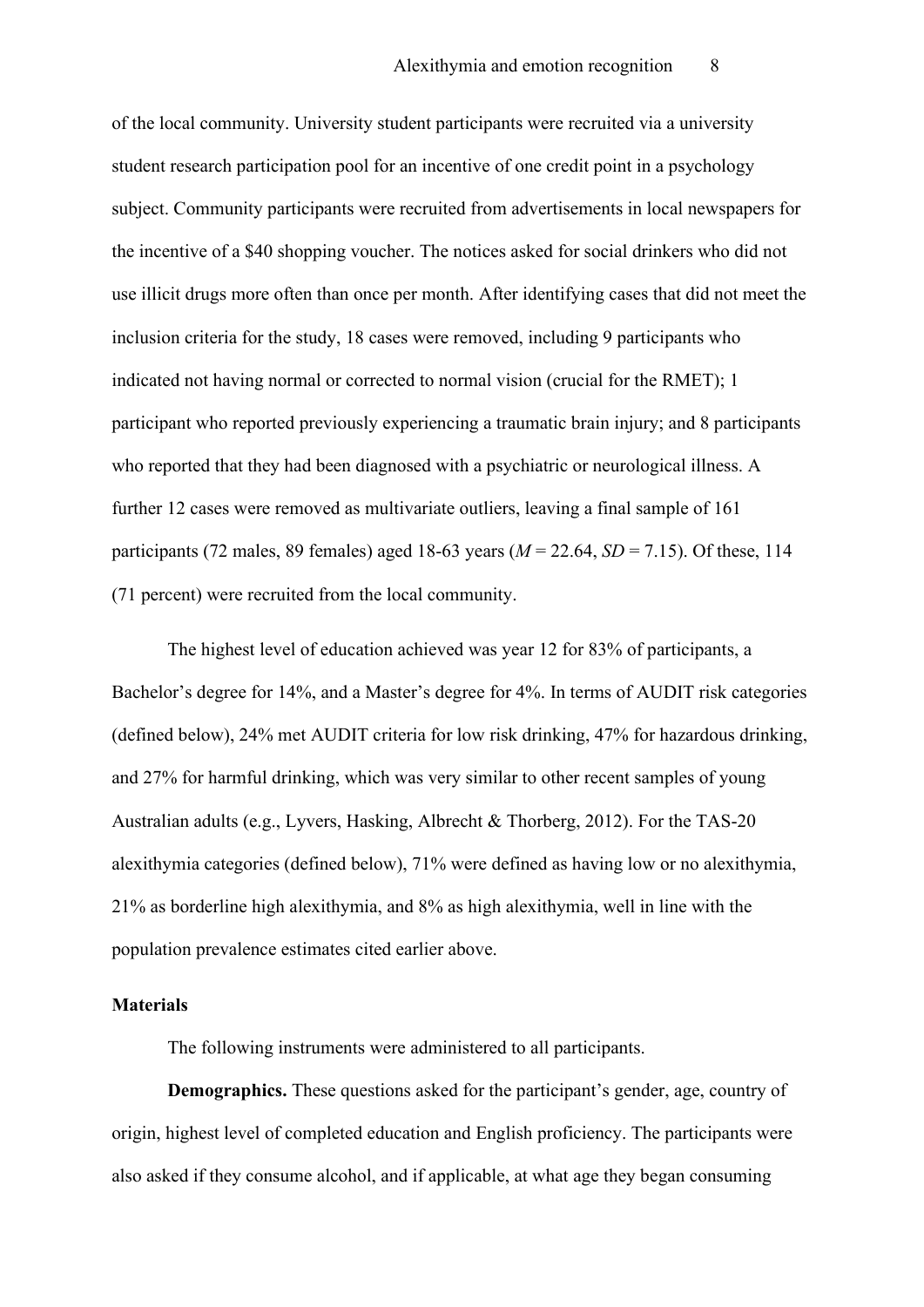of the local community. University student participants were recruited via a university student research participation pool for an incentive of one credit point in a psychology subject. Community participants were recruited from advertisements in local newspapers for the incentive of a $40 shopping voucher. The notices asked for social drinkers who did not use illicit drugs more often than once per month. After identifying cases that did not meet the inclusion criteria for the study, 18 cases were removed, including 9 participants who indicated not having normal or corrected to normal vision (crucial for the RMET); 1 participant who reported previously experiencing a traumatic brain injury; and 8 participants who reported that they had been diagnosed with a psychiatric or neurological illness. A further 12 cases were removed as multivariate outliers, leaving a final sample of 161 participants (72 males, 89 females) aged 18-63 years ($M = 22.64$, $SD = 7.15$). Of these, 114 (71 percent) were recruited from the local community.

The highest level of education achieved was year 12 for 83% of participants, a Bachelor's degree for 14%, and a Master's degree for 4%. In terms of AUDIT risk categories (defined below), 24% met AUDIT criteria for low risk drinking, 47% for hazardous drinking, and 27% for harmful drinking, which was very similar to other recent samples of young Australian adults (e.g., Lyvers, Hasking, Albrecht & Thorberg, 2012). For the TAS-20 alexithymia categories (defined below), 71% were defined as having low or no alexithymia, 21% as borderline high alexithymia, and 8% as high alexithymia, well in line with the population prevalence estimates cited earlier above.

## Materials

The following instruments were administered to all participants.

**Demographics.** These questions asked for the participant's gender, age, country of origin, highest level of completed education and English proficiency. The participants were also asked if they consume alcohol, and if applicable, at what age they began consuming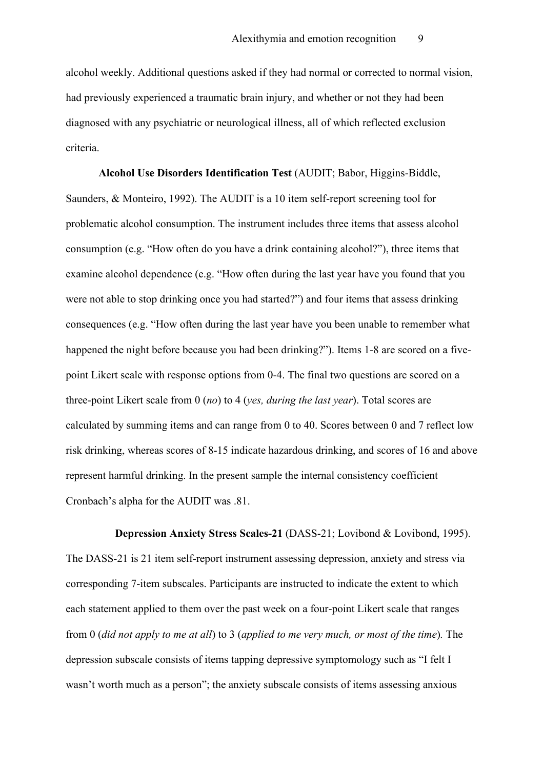alcohol weekly. Additional questions asked if they had normal or corrected to normal vision, had previously experienced a traumatic brain injury, and whether or not they had been diagnosed with any psychiatric or neurological illness, all of which reflected exclusion criteria.

**Alcohol Use Disorders Identification Test** (AUDIT; Babor, Higgins-Biddle, Saunders, & Monteiro, 1992). The AUDIT is a 10 item self-report screening tool for problematic alcohol consumption. The instrument includes three items that assess alcohol consumption (e.g. "How often do you have a drink containing alcohol?"), three items that examine alcohol dependence (e.g. "How often during the last year have you found that you were not able to stop drinking once you had started?") and four items that assess drinking consequences (e.g. "How often during the last year have you been unable to remember what happened the night before because you had been drinking?"). Items 1-8 are scored on a five-point Likert scale with response options from 0-4. The final two questions are scored on a three-point Likert scale from 0 (*no*) to 4 (*yes, during the last year*). Total scores are calculated by summing items and can range from 0 to 40. Scores between 0 and 7 reflect low risk drinking, whereas scores of 8-15 indicate hazardous drinking, and scores of 16 and above represent harmful drinking. In the present sample the internal consistency coefficient Cronbach's alpha for the AUDIT was .81.

**Depression Anxiety Stress Scales-21** (DASS-21; Lovibond & Lovibond, 1995). The DASS-21 is 21 item self-report instrument assessing depression, anxiety and stress via corresponding 7-item subscales. Participants are instructed to indicate the extent to which each statement applied to them over the past week on a four-point Likert scale that ranges from 0 (*did not apply to me at all*) to 3 (*applied to me very much, or most of the time*). The depression subscale consists of items tapping depressive symptomology such as "I felt I wasn't worth much as a person"; the anxiety subscale consists of items assessing anxious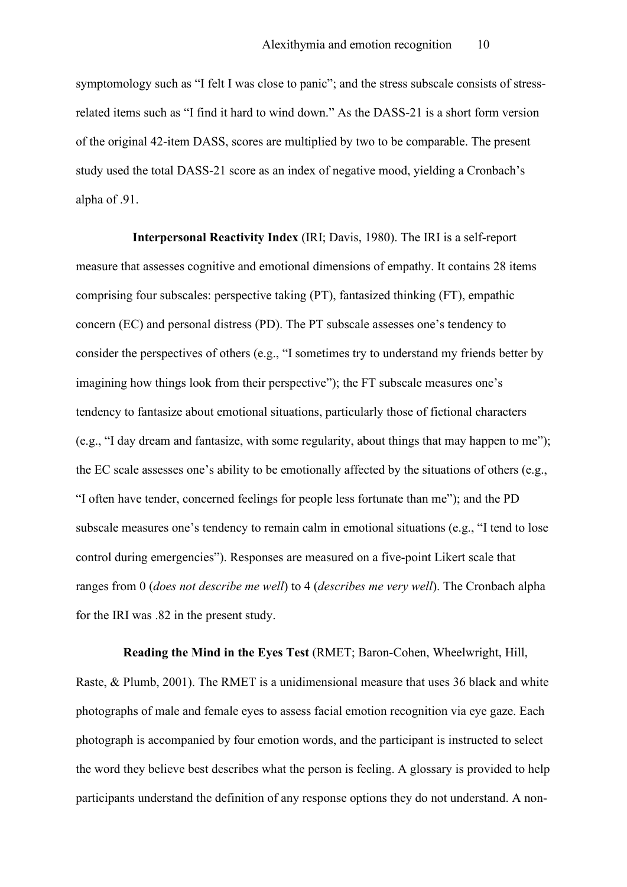symptomology such as "I felt I was close to panic"; and the stress subscale consists of stress-related items such as "I find it hard to wind down." As the DASS-21 is a short form version of the original 42-item DASS, scores are multiplied by two to be comparable. The present study used the total DASS-21 score as an index of negative mood, yielding a Cronbach's alpha of .91.

**Interpersonal Reactivity Index** (IRI; Davis, 1980). The IRI is a self-report measure that assesses cognitive and emotional dimensions of empathy. It contains 28 items comprising four subscales: perspective taking (PT), fantasized thinking (FT), empathic concern (EC) and personal distress (PD). The PT subscale assesses one's tendency to consider the perspectives of others (e.g., "I sometimes try to understand my friends better by imagining how things look from their perspective"); the FT subscale measures one's tendency to fantasize about emotional situations, particularly those of fictional characters (e.g., "I day dream and fantasize, with some regularity, about things that may happen to me"); the EC scale assesses one's ability to be emotionally affected by the situations of others (e.g., "I often have tender, concerned feelings for people less fortunate than me"); and the PD subscale measures one's tendency to remain calm in emotional situations (e.g., "I tend to lose control during emergencies"). Responses are measured on a five-point Likert scale that ranges from 0 (*does not describe me well*) to 4 (*describes me very well*). The Cronbach alpha for the IRI was .82 in the present study.

**Reading the Mind in the Eyes Test** (RMET; Baron-Cohen, Wheelwright, Hill, Raste, & Plumb, 2001). The RMET is a unidimensional measure that uses 36 black and white photographs of male and female eyes to assess facial emotion recognition via eye gaze. Each photograph is accompanied by four emotion words, and the participant is instructed to select the word they believe best describes what the person is feeling. A glossary is provided to help participants understand the definition of any response options they do not understand. A non-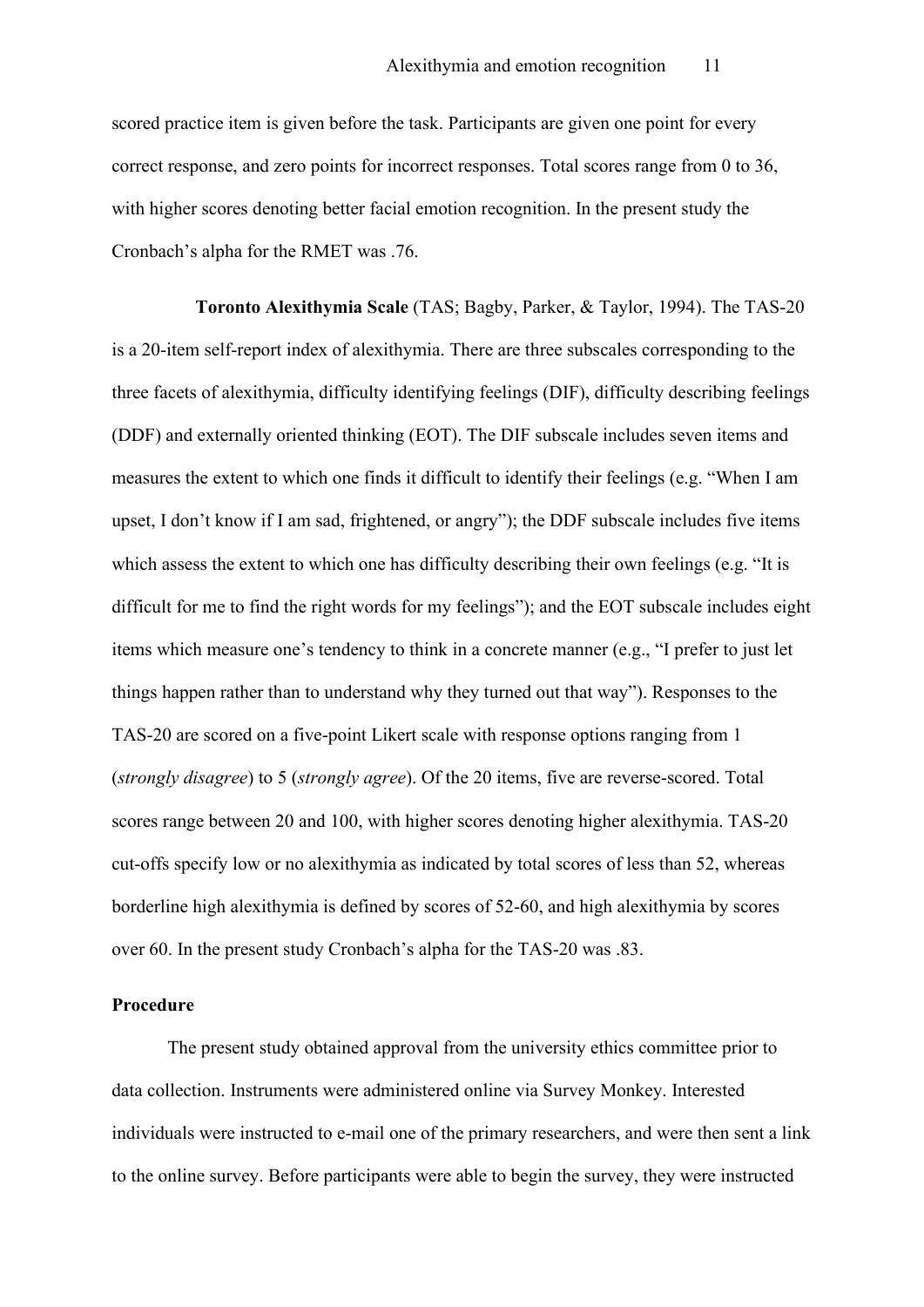scored practice item is given before the task. Participants are given one point for every correct response, and zero points for incorrect responses. Total scores range from 0 to 36, with higher scores denoting better facial emotion recognition. In the present study the Cronbach's alpha for the RMET was .76.

**Toronto Alexithymia Scale** (TAS; Bagby, Parker, & Taylor, 1994). The TAS-20 is a 20-item self-report index of alexithymia. There are three subscales corresponding to the three facets of alexithymia, difficulty identifying feelings (DIF), difficulty describing feelings (DDF) and externally oriented thinking (EOT). The DIF subscale includes seven items and measures the extent to which one finds it difficult to identify their feelings (e.g. "When I am upset, I don't know if I am sad, frightened, or angry"); the DDF subscale includes five items which assess the extent to which one has difficulty describing their own feelings (e.g. "It is difficult for me to find the right words for my feelings"); and the EOT subscale includes eight items which measure one's tendency to think in a concrete manner (e.g., "I prefer to just let things happen rather than to understand why they turned out that way"). Responses to the TAS-20 are scored on a five-point Likert scale with response options ranging from 1 (*strongly disagree*) to 5 (*strongly agree*). Of the 20 items, five are reverse-scored. Total scores range between 20 and 100, with higher scores denoting higher alexithymia. TAS-20 cut-offs specify low or no alexithymia as indicated by total scores of less than 52, whereas borderline high alexithymia is defined by scores of 52-60, and high alexithymia by scores over 60. In the present study Cronbach's alpha for the TAS-20 was .83.

## Procedure

The present study obtained approval from the university ethics committee prior to data collection. Instruments were administered online via Survey Monkey. Interested individuals were instructed to e-mail one of the primary researchers, and were then sent a link to the online survey. Before participants were able to begin the survey, they were instructed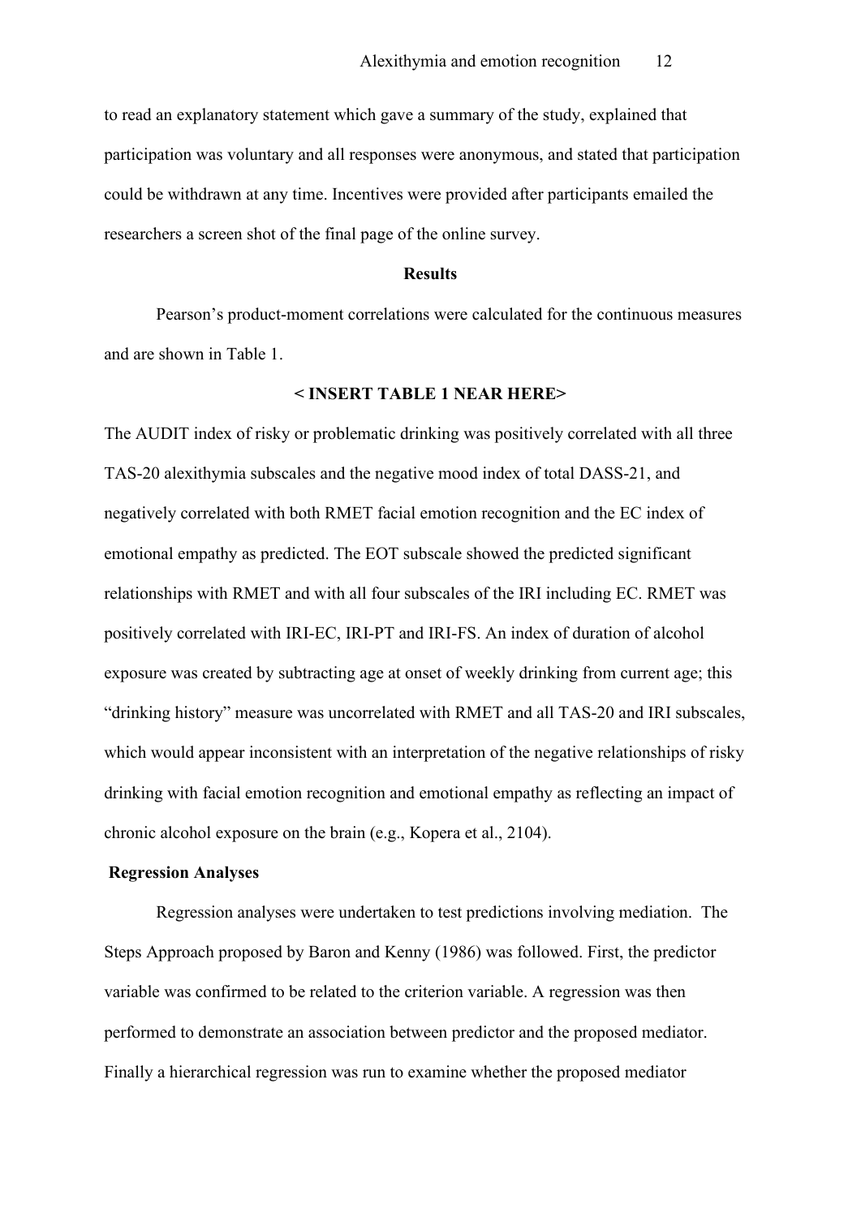to read an explanatory statement which gave a summary of the study, explained that participation was voluntary and all responses were anonymous, and stated that participation could be withdrawn at any time. Incentives were provided after participants emailed the researchers a screen shot of the final page of the online survey.

## Results

Pearson's product-moment correlations were calculated for the continuous measures and are shown in Table 1.

**< INSERT TABLE 1 NEAR HERE>**

The AUDIT index of risky or problematic drinking was positively correlated with all three TAS-20 alexithymia subscales and the negative mood index of total DASS-21, and negatively correlated with both RMET facial emotion recognition and the EC index of emotional empathy as predicted. The EOT subscale showed the predicted significant relationships with RMET and with all four subscales of the IRI including EC. RMET was positively correlated with IRI-EC, IRI-PT and IRI-FS. An index of duration of alcohol exposure was created by subtracting age at onset of weekly drinking from current age; this "drinking history" measure was uncorrelated with RMET and all TAS-20 and IRI subscales, which would appear inconsistent with an interpretation of the negative relationships of risky drinking with facial emotion recognition and emotional empathy as reflecting an impact of chronic alcohol exposure on the brain (e.g., Kopera et al., 2104).

### Regression Analyses

Regression analyses were undertaken to test predictions involving mediation. The Steps Approach proposed by Baron and Kenny (1986) was followed. First, the predictor variable was confirmed to be related to the criterion variable. A regression was then performed to demonstrate an association between predictor and the proposed mediator. Finally a hierarchical regression was run to examine whether the proposed mediator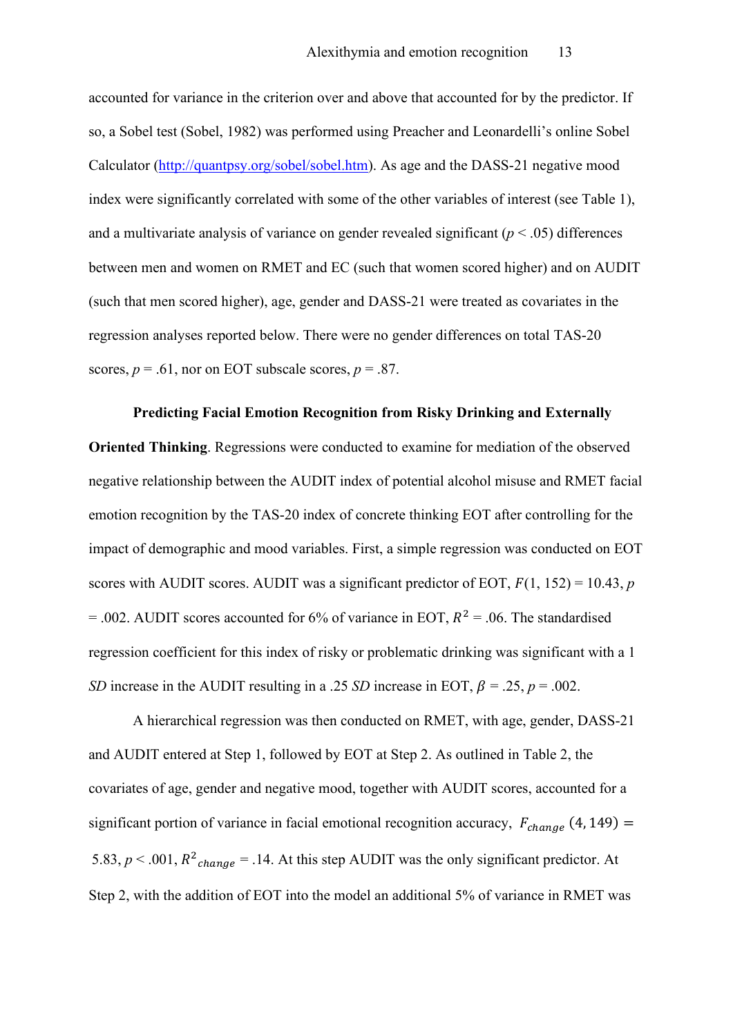accounted for variance in the criterion over and above that accounted for by the predictor. If so, a Sobel test (Sobel, 1982) was performed using Preacher and Leonardelli's online Sobel Calculator (http://quantpsy.org/sobel/sobel.htm). As age and the DASS-21 negative mood index were significantly correlated with some of the other variables of interest (see Table 1), and a multivariate analysis of variance on gender revealed significant ($p$ < .05) differences between men and women on RMET and EC (such that women scored higher) and on AUDIT (such that men scored higher), age, gender and DASS-21 were treated as covariates in the regression analyses reported below. There were no gender differences on total TAS-20 scores, $p$ = .61, nor on EOT subscale scores, $p$ = .87.

**Predicting Facial Emotion Recognition from Risky Drinking and Externally Oriented Thinking**. Regressions were conducted to examine for mediation of the observed negative relationship between the AUDIT index of potential alcohol misuse and RMET facial emotion recognition by the TAS-20 index of concrete thinking EOT after controlling for the impact of demographic and mood variables. First, a simple regression was conducted on EOT scores with AUDIT scores. AUDIT was a significant predictor of EOT, $F(1, 152) = 10.43$, $p$ = .002. AUDIT scores accounted for 6% of variance in EOT, $R^2$ = .06. The standardised regression coefficient for this index of risky or problematic drinking was significant with a 1 *SD* increase in the AUDIT resulting in a .25 *SD* increase in EOT, $\beta$ = .25, $p$ = .002.

A hierarchical regression was then conducted on RMET, with age, gender, DASS-21 and AUDIT entered at Step 1, followed by EOT at Step 2. As outlined in Table 2, the covariates of age, gender and negative mood, together with AUDIT scores, accounted for a significant portion of variance in facial emotional recognition accuracy, $F_{change}(4, 149) =$ 5.83, $p$ < .001, $R^2_{change}$ = .14. At this step AUDIT was the only significant predictor. At Step 2, with the addition of EOT into the model an additional 5% of variance in RMET was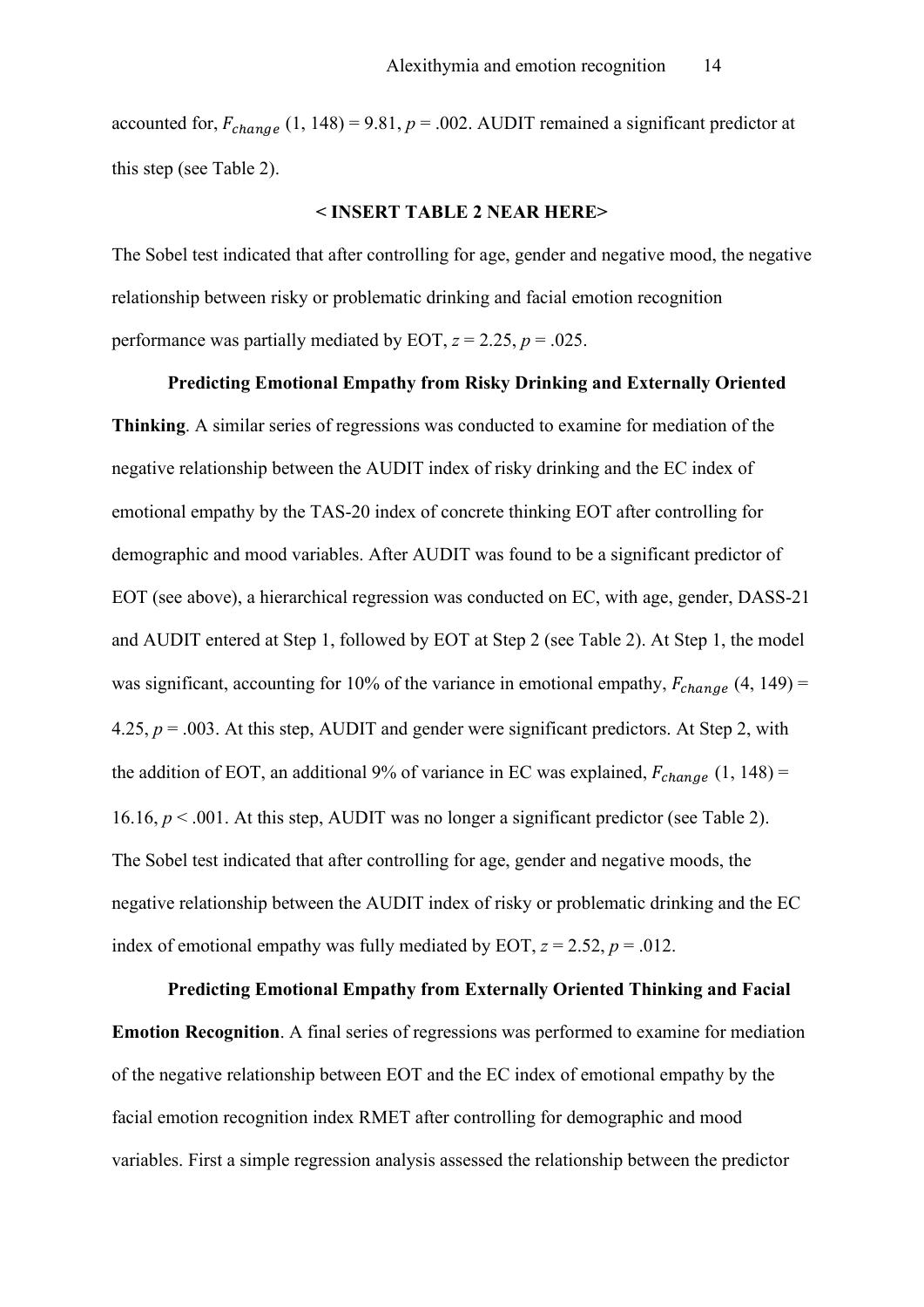accounted for, $F_{change}$ (1, 148) = 9.81, $p$ = .002. AUDIT remained a significant predictor at this step (see Table 2).

**< INSERT TABLE 2 NEAR HERE>**

The Sobel test indicated that after controlling for age, gender and negative mood, the negative relationship between risky or problematic drinking and facial emotion recognition performance was partially mediated by EOT, $z$ = 2.25, $p$ = .025.

**Predicting Emotional Empathy from Risky Drinking and Externally Oriented Thinking**. A similar series of regressions was conducted to examine for mediation of the negative relationship between the AUDIT index of risky drinking and the EC index of emotional empathy by the TAS-20 index of concrete thinking EOT after controlling for demographic and mood variables. After AUDIT was found to be a significant predictor of EOT (see above), a hierarchical regression was conducted on EC, with age, gender, DASS-21 and AUDIT entered at Step 1, followed by EOT at Step 2 (see Table 2). At Step 1, the model was significant, accounting for 10% of the variance in emotional empathy, $F_{change}$ (4, 149) = 4.25, $p$ = .003. At this step, AUDIT and gender were significant predictors. At Step 2, with the addition of EOT, an additional 9% of variance in EC was explained, $F_{change}$ (1, 148) = 16.16, $p$ < .001. At this step, AUDIT was no longer a significant predictor (see Table 2). The Sobel test indicated that after controlling for age, gender and negative moods, the negative relationship between the AUDIT index of risky or problematic drinking and the EC index of emotional empathy was fully mediated by EOT, $z$ = 2.52, $p$ = .012.

**Predicting Emotional Empathy from Externally Oriented Thinking and Facial Emotion Recognition**. A final series of regressions was performed to examine for mediation of the negative relationship between EOT and the EC index of emotional empathy by the facial emotion recognition index RMET after controlling for demographic and mood variables. First a simple regression analysis assessed the relationship between the predictor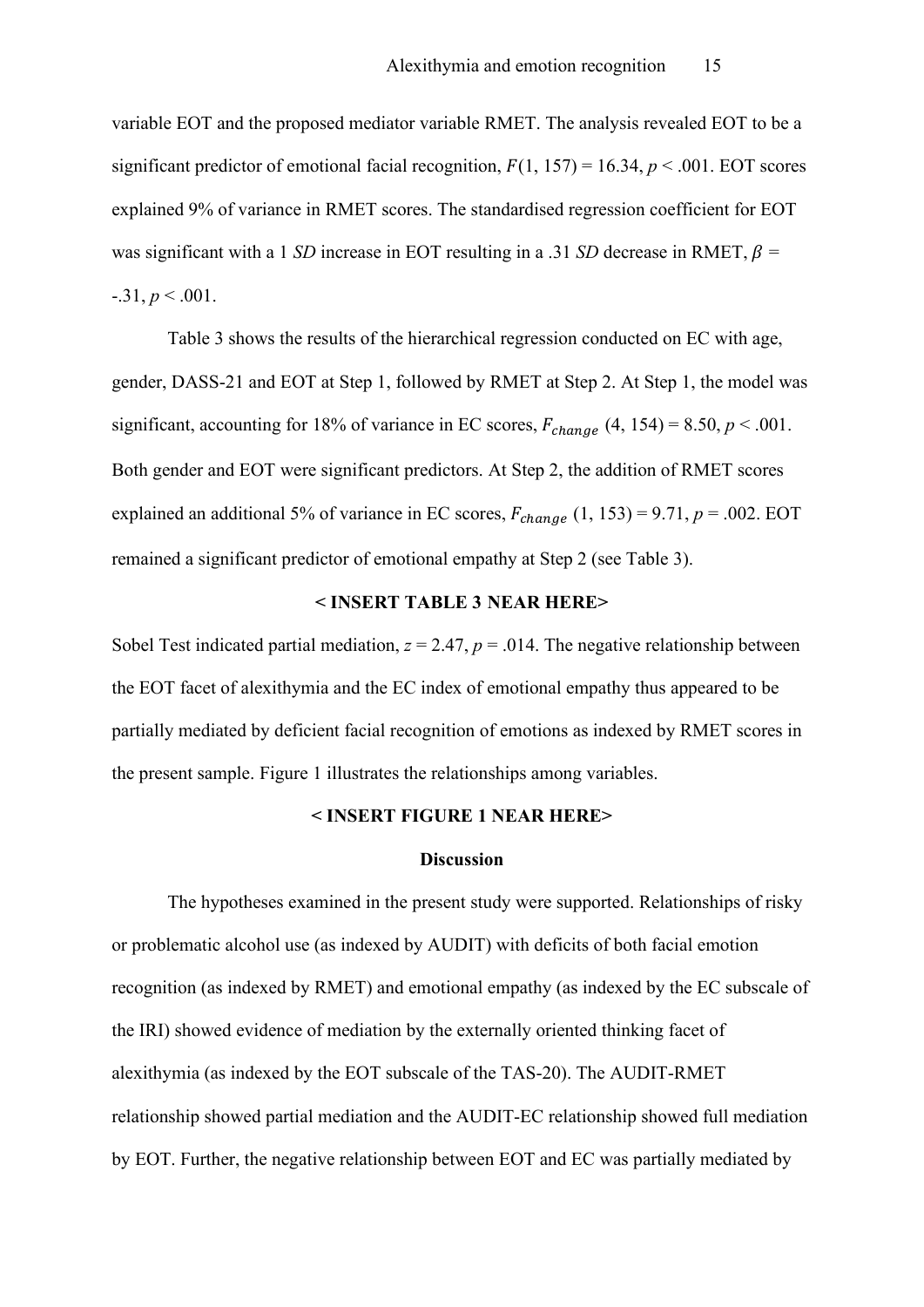variable EOT and the proposed mediator variable RMET. The analysis revealed EOT to be a significant predictor of emotional facial recognition, $F(1, 157) = 16.34$, $p < .001$. EOT scores explained 9% of variance in RMET scores. The standardised regression coefficient for EOT was significant with a 1 *SD* increase in EOT resulting in a .31 *SD* decrease in RMET, $\beta = -.31$, $p < .001$.

Table 3 shows the results of the hierarchical regression conducted on EC with age, gender, DASS-21 and EOT at Step 1, followed by RMET at Step 2. At Step 1, the model was significant, accounting for 18% of variance in EC scores, $F_{change}$ (4, 154) = 8.50, $p < .001$. Both gender and EOT were significant predictors. At Step 2, the addition of RMET scores explained an additional 5% of variance in EC scores, $F_{change}$ (1, 153) = 9.71, $p = .002$. EOT remained a significant predictor of emotional empathy at Step 2 (see Table 3).

**< INSERT TABLE 3 NEAR HERE>**

Sobel Test indicated partial mediation, $z = 2.47$, $p = .014$. The negative relationship between the EOT facet of alexithymia and the EC index of emotional empathy thus appeared to be partially mediated by deficient facial recognition of emotions as indexed by RMET scores in the present sample. Figure 1 illustrates the relationships among variables.

**< INSERT FIGURE 1 NEAR HERE>**

## Discussion

The hypotheses examined in the present study were supported. Relationships of risky or problematic alcohol use (as indexed by AUDIT) with deficits of both facial emotion recognition (as indexed by RMET) and emotional empathy (as indexed by the EC subscale of the IRI) showed evidence of mediation by the externally oriented thinking facet of alexithymia (as indexed by the EOT subscale of the TAS-20). The AUDIT-RMET relationship showed partial mediation and the AUDIT-EC relationship showed full mediation by EOT. Further, the negative relationship between EOT and EC was partially mediated by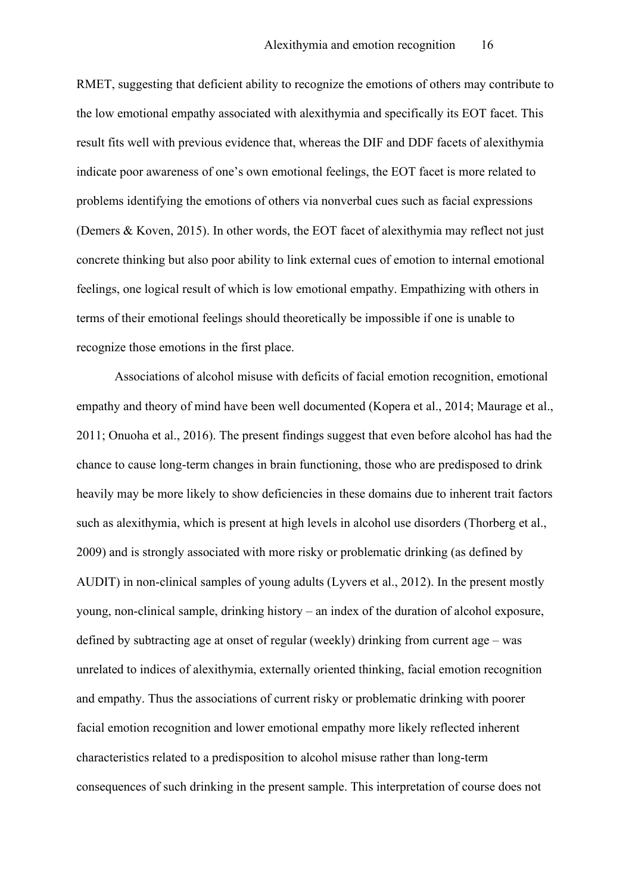RMET, suggesting that deficient ability to recognize the emotions of others may contribute to the low emotional empathy associated with alexithymia and specifically its EOT facet. This result fits well with previous evidence that, whereas the DIF and DDF facets of alexithymia indicate poor awareness of one's own emotional feelings, the EOT facet is more related to problems identifying the emotions of others via nonverbal cues such as facial expressions (Demers & Koven, 2015). In other words, the EOT facet of alexithymia may reflect not just concrete thinking but also poor ability to link external cues of emotion to internal emotional feelings, one logical result of which is low emotional empathy. Empathizing with others in terms of their emotional feelings should theoretically be impossible if one is unable to recognize those emotions in the first place.

Associations of alcohol misuse with deficits of facial emotion recognition, emotional empathy and theory of mind have been well documented (Kopera et al., 2014; Maurage et al., 2011; Onuoha et al., 2016). The present findings suggest that even before alcohol has had the chance to cause long-term changes in brain functioning, those who are predisposed to drink heavily may be more likely to show deficiencies in these domains due to inherent trait factors such as alexithymia, which is present at high levels in alcohol use disorders (Thorberg et al., 2009) and is strongly associated with more risky or problematic drinking (as defined by AUDIT) in non-clinical samples of young adults (Lyvers et al., 2012). In the present mostly young, non-clinical sample, drinking history – an index of the duration of alcohol exposure, defined by subtracting age at onset of regular (weekly) drinking from current age – was unrelated to indices of alexithymia, externally oriented thinking, facial emotion recognition and empathy. Thus the associations of current risky or problematic drinking with poorer facial emotion recognition and lower emotional empathy more likely reflected inherent characteristics related to a predisposition to alcohol misuse rather than long-term consequences of such drinking in the present sample. This interpretation of course does not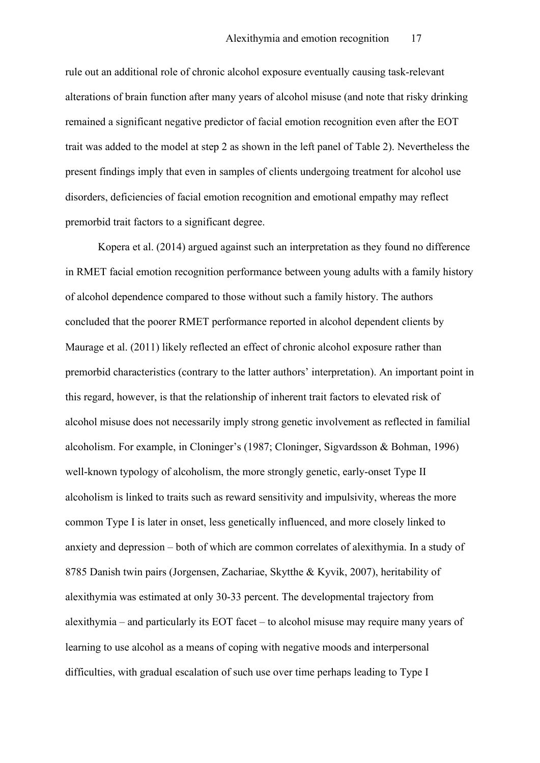rule out an additional role of chronic alcohol exposure eventually causing task-relevant alterations of brain function after many years of alcohol misuse (and note that risky drinking remained a significant negative predictor of facial emotion recognition even after the EOT trait was added to the model at step 2 as shown in the left panel of Table 2). Nevertheless the present findings imply that even in samples of clients undergoing treatment for alcohol use disorders, deficiencies of facial emotion recognition and emotional empathy may reflect premorbid trait factors to a significant degree.

Kopera et al. (2014) argued against such an interpretation as they found no difference in RMET facial emotion recognition performance between young adults with a family history of alcohol dependence compared to those without such a family history. The authors concluded that the poorer RMET performance reported in alcohol dependent clients by Maurage et al. (2011) likely reflected an effect of chronic alcohol exposure rather than premorbid characteristics (contrary to the latter authors' interpretation). An important point in this regard, however, is that the relationship of inherent trait factors to elevated risk of alcohol misuse does not necessarily imply strong genetic involvement as reflected in familial alcoholism. For example, in Cloninger's (1987; Cloninger, Sigvardsson & Bohman, 1996) well-known typology of alcoholism, the more strongly genetic, early-onset Type II alcoholism is linked to traits such as reward sensitivity and impulsivity, whereas the more common Type I is later in onset, less genetically influenced, and more closely linked to anxiety and depression – both of which are common correlates of alexithymia. In a study of 8785 Danish twin pairs (Jorgensen, Zachariae, Skytthe & Kyvik, 2007), heritability of alexithymia was estimated at only 30-33 percent. The developmental trajectory from alexithymia – and particularly its EOT facet – to alcohol misuse may require many years of learning to use alcohol as a means of coping with negative moods and interpersonal difficulties, with gradual escalation of such use over time perhaps leading to Type I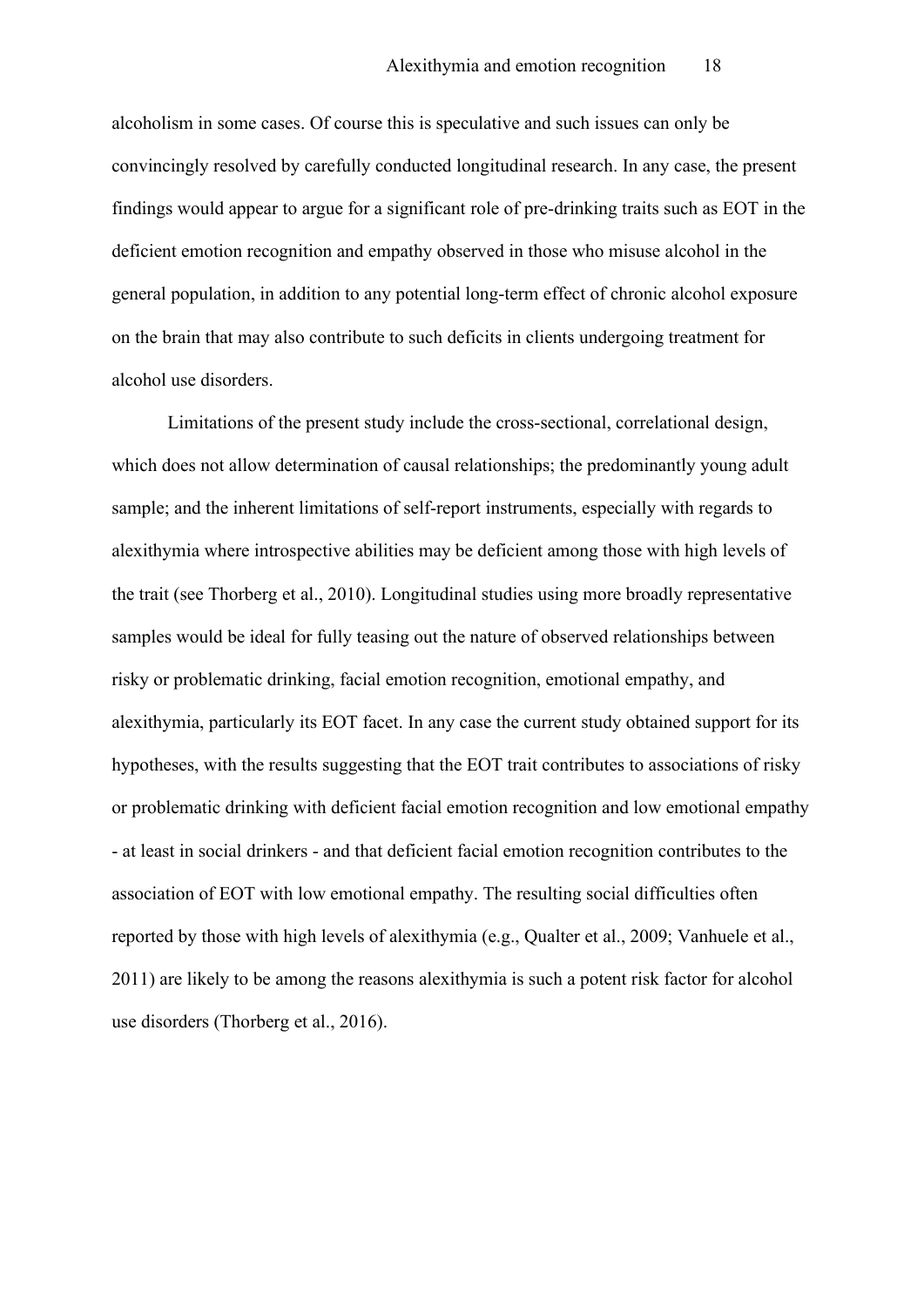alcoholism in some cases. Of course this is speculative and such issues can only be convincingly resolved by carefully conducted longitudinal research. In any case, the present findings would appear to argue for a significant role of pre-drinking traits such as EOT in the deficient emotion recognition and empathy observed in those who misuse alcohol in the general population, in addition to any potential long-term effect of chronic alcohol exposure on the brain that may also contribute to such deficits in clients undergoing treatment for alcohol use disorders.

Limitations of the present study include the cross-sectional, correlational design, which does not allow determination of causal relationships; the predominantly young adult sample; and the inherent limitations of self-report instruments, especially with regards to alexithymia where introspective abilities may be deficient among those with high levels of the trait (see Thorberg et al., 2010). Longitudinal studies using more broadly representative samples would be ideal for fully teasing out the nature of observed relationships between risky or problematic drinking, facial emotion recognition, emotional empathy, and alexithymia, particularly its EOT facet. In any case the current study obtained support for its hypotheses, with the results suggesting that the EOT trait contributes to associations of risky or problematic drinking with deficient facial emotion recognition and low emotional empathy - at least in social drinkers - and that deficient facial emotion recognition contributes to the association of EOT with low emotional empathy. The resulting social difficulties often reported by those with high levels of alexithymia (e.g., Qualter et al., 2009; Vanhuele et al., 2011) are likely to be among the reasons alexithymia is such a potent risk factor for alcohol use disorders (Thorberg et al., 2016).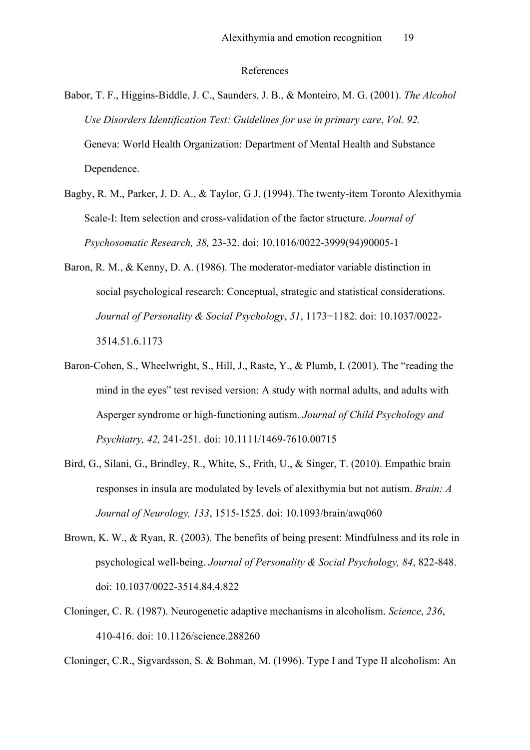# References

Babor, T. F., Higgins-Biddle, J. C., Saunders, J. B., & Monteiro, M. G. (2001). *The Alcohol Use Disorders Identification Test: Guidelines for use in primary care*, *Vol. 92.* Geneva: World Health Organization: Department of Mental Health and Substance Dependence.

Bagby, R. M., Parker, J. D. A., & Taylor, G J. (1994). The twenty-item Toronto Alexithymia Scale-I: Item selection and cross-validation of the factor structure. *Journal of Psychosomatic Research, 38,* 23-32. doi: 10.1016/0022-3999(94)90005-1

Baron, R. M., & Kenny, D. A. (1986). The moderator-mediator variable distinction in social psychological research: Conceptual, strategic and statistical considerations. *Journal of Personality & Social Psychology*, *51*, 1173−1182. doi: 10.1037/0022-3514.51.6.1173

Baron-Cohen, S., Wheelwright, S., Hill, J., Raste, Y., & Plumb, I. (2001). The "reading the mind in the eyes" test revised version: A study with normal adults, and adults with Asperger syndrome or high-functioning autism. *Journal of Child Psychology and Psychiatry, 42,* 241-251. doi: 10.1111/1469-7610.00715

Bird, G., Silani, G., Brindley, R., White, S., Frith, U., & Singer, T. (2010). Empathic brain responses in insula are modulated by levels of alexithymia but not autism. *Brain: A Journal of Neurology, 133*, 1515-1525. doi: 10.1093/brain/awq060

Brown, K. W., & Ryan, R. (2003). The benefits of being present: Mindfulness and its role in psychological well-being. *Journal of Personality & Social Psychology, 84*, 822-848. doi: 10.1037/0022-3514.84.4.822

Cloninger, C. R. (1987). Neurogenetic adaptive mechanisms in alcoholism. *Science*, *236*, 410-416. doi: 10.1126/science.288260

Cloninger, C.R., Sigvardsson, S. & Bohman, M. (1996). Type I and Type II alcoholism: An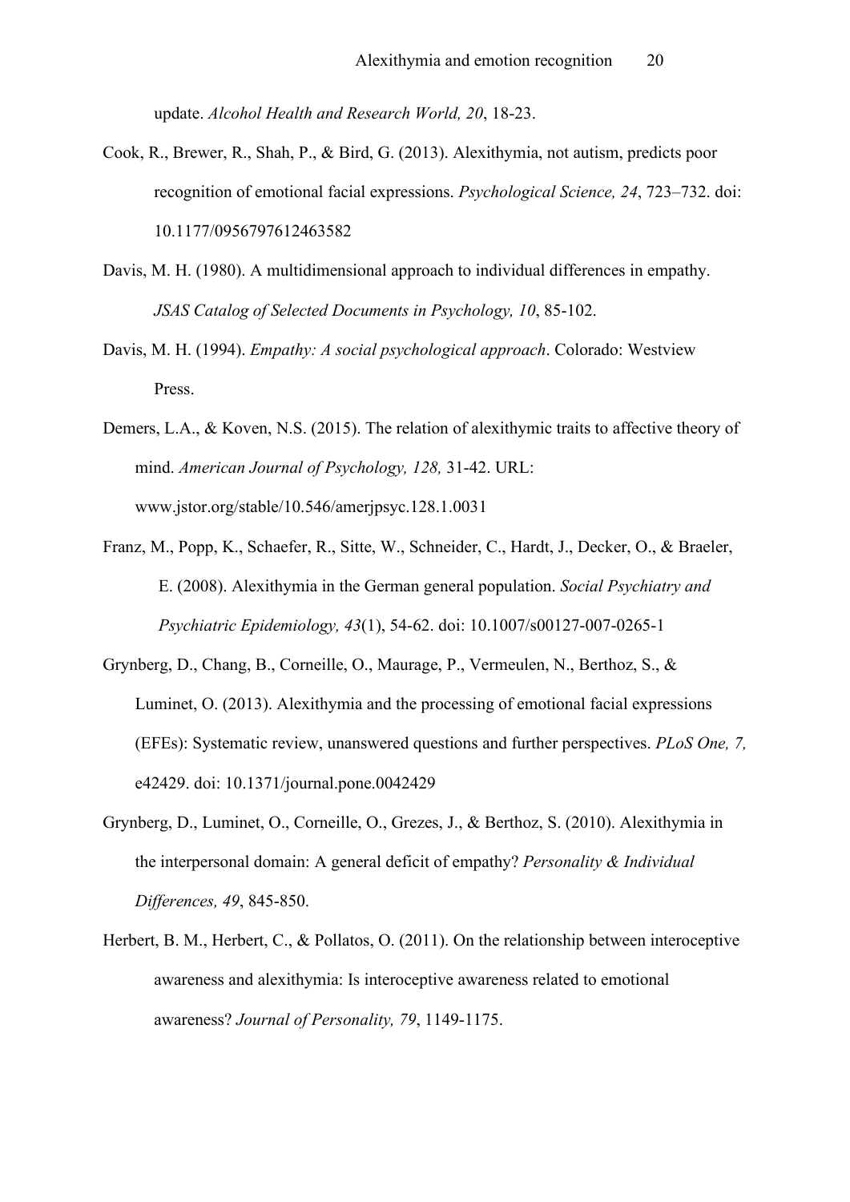update. *Alcohol Health and Research World, 20*, 18-23.

Cook, R., Brewer, R., Shah, P., & Bird, G. (2013). Alexithymia, not autism, predicts poor recognition of emotional facial expressions. *Psychological Science, 24*, 723–732. doi: 10.1177/0956797612463582

Davis, M. H. (1980). A multidimensional approach to individual differences in empathy. *JSAS Catalog of Selected Documents in Psychology, 10*, 85-102.

Davis, M. H. (1994). *Empathy: A social psychological approach*. Colorado: Westview Press.

Demers, L.A., & Koven, N.S. (2015). The relation of alexithymic traits to affective theory of mind. *American Journal of Psychology, 128,* 31-42. URL: www.jstor.org/stable/10.546/amerjpsyc.128.1.0031

Franz, M., Popp, K., Schaefer, R., Sitte, W., Schneider, C., Hardt, J., Decker, O., & Braeler, E. (2008). Alexithymia in the German general population. *Social Psychiatry and Psychiatric Epidemiology, 43*(1), 54-62. doi: 10.1007/s00127-007-0265-1

Grynberg, D., Chang, B., Corneille, O., Maurage, P., Vermeulen, N., Berthoz, S., & Luminet, O. (2013). Alexithymia and the processing of emotional facial expressions (EFEs): Systematic review, unanswered questions and further perspectives. *PLoS One, 7,* e42429. doi: 10.1371/journal.pone.0042429

Grynberg, D., Luminet, O., Corneille, O., Grezes, J., & Berthoz, S. (2010). Alexithymia in the interpersonal domain: A general deficit of empathy? *Personality & Individual Differences, 49*, 845-850.

Herbert, B. M., Herbert, C., & Pollatos, O. (2011). On the relationship between interoceptive awareness and alexithymia: Is interoceptive awareness related to emotional awareness? *Journal of Personality, 79*, 1149-1175.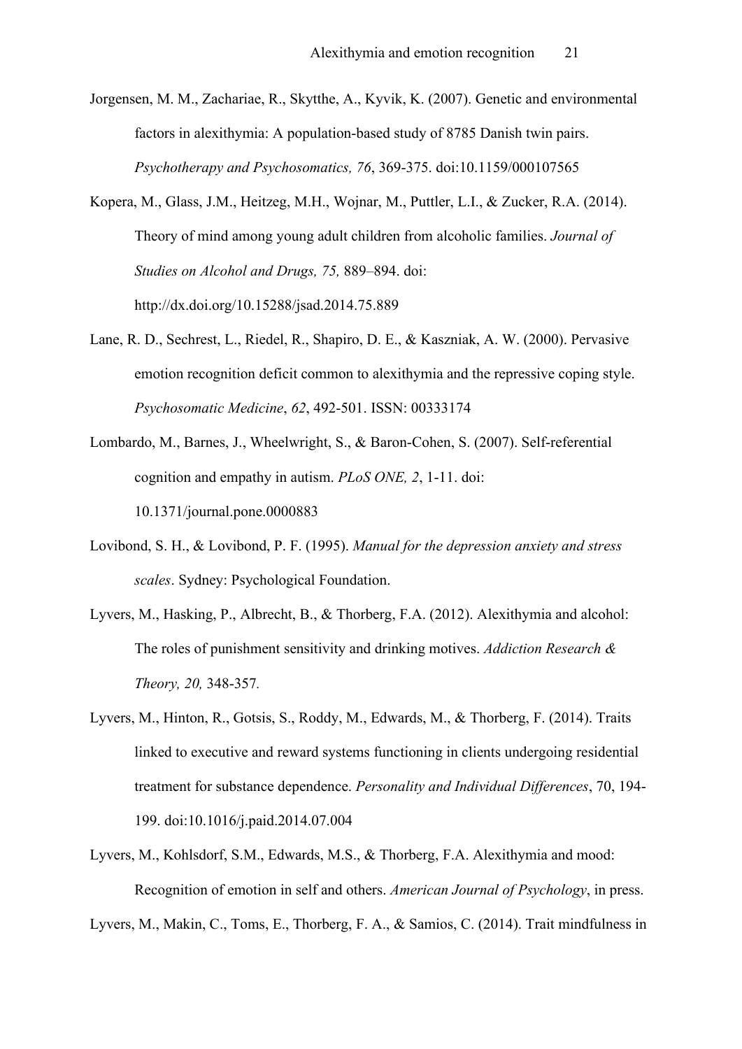Jorgensen, M. M., Zachariae, R., Skytthe, A., Kyvik, K. (2007). Genetic and environmental factors in alexithymia: A population-based study of 8785 Danish twin pairs. *Psychotherapy and Psychosomatics, 76*, 369-375. doi:10.1159/000107565

Kopera, M., Glass, J.M., Heitzeg, M.H., Wojnar, M., Puttler, L.I., & Zucker, R.A. (2014). Theory of mind among young adult children from alcoholic families. *Journal of Studies on Alcohol and Drugs, 75,* 889–894. doi: http://dx.doi.org/10.15288/jsad.2014.75.889

Lane, R. D., Sechrest, L., Riedel, R., Shapiro, D. E., & Kaszniak, A. W. (2000). Pervasive emotion recognition deficit common to alexithymia and the repressive coping style. *Psychosomatic Medicine*, *62*, 492-501. ISSN: 00333174

Lombardo, M., Barnes, J., Wheelwright, S., & Baron-Cohen, S. (2007). Self-referential cognition and empathy in autism. *PLoS ONE, 2*, 1-11. doi: 10.1371/journal.pone.0000883

Lovibond, S. H., & Lovibond, P. F. (1995). *Manual for the depression anxiety and stress scales*. Sydney: Psychological Foundation.

Lyvers, M., Hasking, P., Albrecht, B., & Thorberg, F.A. (2012). Alexithymia and alcohol: The roles of punishment sensitivity and drinking motives. *Addiction Research & Theory, 20,* 348-357*.*

Lyvers, M., Hinton, R., Gotsis, S., Roddy, M., Edwards, M., & Thorberg, F. (2014). Traits linked to executive and reward systems functioning in clients undergoing residential treatment for substance dependence. *Personality and Individual Differences*, 70, 194-199. doi:10.1016/j.paid.2014.07.004

Lyvers, M., Kohlsdorf, S.M., Edwards, M.S., & Thorberg, F.A. Alexithymia and mood: Recognition of emotion in self and others. *American Journal of Psychology*, in press.

Lyvers, M., Makin, C., Toms, E., Thorberg, F. A., & Samios, C. (2014). Trait mindfulness in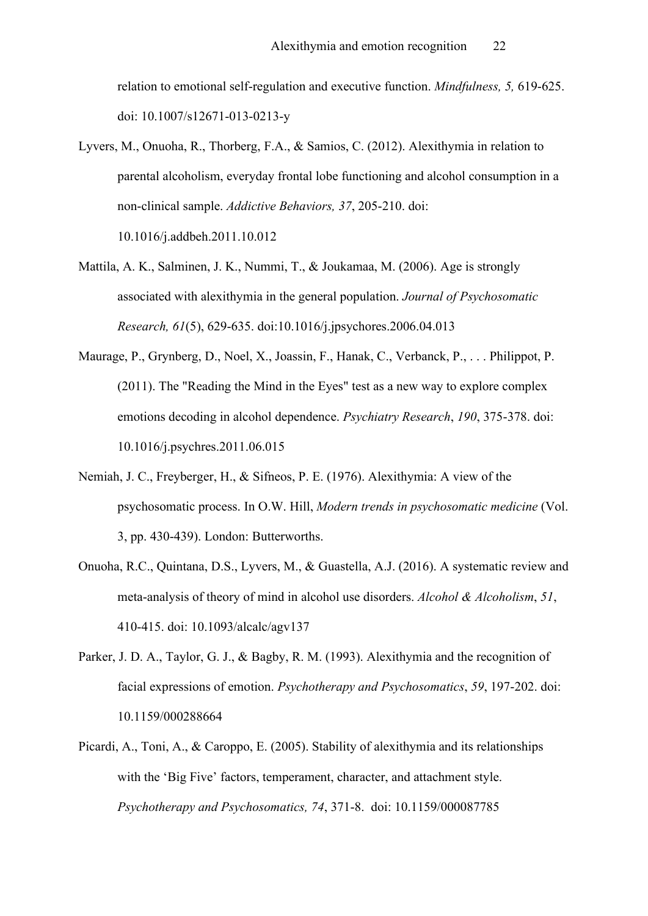relation to emotional self-regulation and executive function. *Mindfulness, 5,* 619-625. doi: 10.1007/s12671-013-0213-y

Lyvers, M., Onuoha, R., Thorberg, F.A., & Samios, C. (2012). Alexithymia in relation to parental alcoholism, everyday frontal lobe functioning and alcohol consumption in a non-clinical sample. *Addictive Behaviors, 37*, 205-210. doi: 10.1016/j.addbeh.2011.10.012

Mattila, A. K., Salminen, J. K., Nummi, T., & Joukamaa, M. (2006). Age is strongly associated with alexithymia in the general population. *Journal of Psychosomatic Research, 61*(5), 629-635. doi:10.1016/j.jpsychores.2006.04.013

Maurage, P., Grynberg, D., Noel, X., Joassin, F., Hanak, C., Verbanck, P., . . . Philippot, P. (2011). The "Reading the Mind in the Eyes" test as a new way to explore complex emotions decoding in alcohol dependence. *Psychiatry Research*, *190*, 375-378. doi: 10.1016/j.psychres.2011.06.015

Nemiah, J. C., Freyberger, H., & Sifneos, P. E. (1976). Alexithymia: A view of the psychosomatic process. In O.W. Hill, *Modern trends in psychosomatic medicine* (Vol. 3, pp. 430-439). London: Butterworths.

Onuoha, R.C., Quintana, D.S., Lyvers, M., & Guastella, A.J. (2016). A systematic review and meta-analysis of theory of mind in alcohol use disorders. *Alcohol & Alcoholism*, *51*, 410-415. doi: 10.1093/alcalc/agv137

Parker, J. D. A., Taylor, G. J., & Bagby, R. M. (1993). Alexithymia and the recognition of facial expressions of emotion. *Psychotherapy and Psychosomatics*, *59*, 197-202. doi: 10.1159/000288664

Picardi, A., Toni, A., & Caroppo, E. (2005). Stability of alexithymia and its relationships with the 'Big Five' factors, temperament, character, and attachment style. *Psychotherapy and Psychosomatics, 74*, 371-8. doi: 10.1159/000087785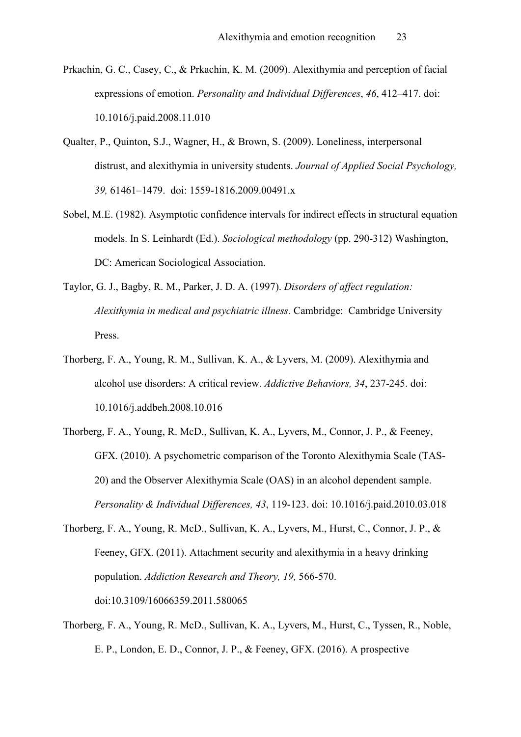Prkachin, G. C., Casey, C., & Prkachin, K. M. (2009). Alexithymia and perception of facial expressions of emotion. *Personality and Individual Differences*, *46*, 412–417. doi: 10.1016/j.paid.2008.11.010

Qualter, P., Quinton, S.J., Wagner, H., & Brown, S. (2009). Loneliness, interpersonal distrust, and alexithymia in university students. *Journal of Applied Social Psychology, 39,* 61461–1479. doi: 1559-1816.2009.00491.x

Sobel, M.E. (1982). Asymptotic confidence intervals for indirect effects in structural equation models. In S. Leinhardt (Ed.). *Sociological methodology* (pp. 290-312) Washington, DC: American Sociological Association.

Taylor, G. J., Bagby, R. M., Parker, J. D. A. (1997). *Disorders of affect regulation: Alexithymia in medical and psychiatric illness.* Cambridge: Cambridge University Press.

Thorberg, F. A., Young, R. M., Sullivan, K. A., & Lyvers, M. (2009). Alexithymia and alcohol use disorders: A critical review. *Addictive Behaviors, 34*, 237-245. doi: 10.1016/j.addbeh.2008.10.016

Thorberg, F. A., Young, R. McD., Sullivan, K. A., Lyvers, M., Connor, J. P., & Feeney, GFX. (2010). A psychometric comparison of the Toronto Alexithymia Scale (TAS-20) and the Observer Alexithymia Scale (OAS) in an alcohol dependent sample. *Personality & Individual Differences, 43*, 119-123. doi: 10.1016/j.paid.2010.03.018

Thorberg, F. A., Young, R. McD., Sullivan, K. A., Lyvers, M., Hurst, C., Connor, J. P., & Feeney, GFX. (2011). Attachment security and alexithymia in a heavy drinking population. *Addiction Research and Theory, 19,* 566-570. doi:10.3109/16066359.2011.580065

Thorberg, F. A., Young, R. McD., Sullivan, K. A., Lyvers, M., Hurst, C., Tyssen, R., Noble, E. P., London, E. D., Connor, J. P., & Feeney, GFX. (2016). A prospective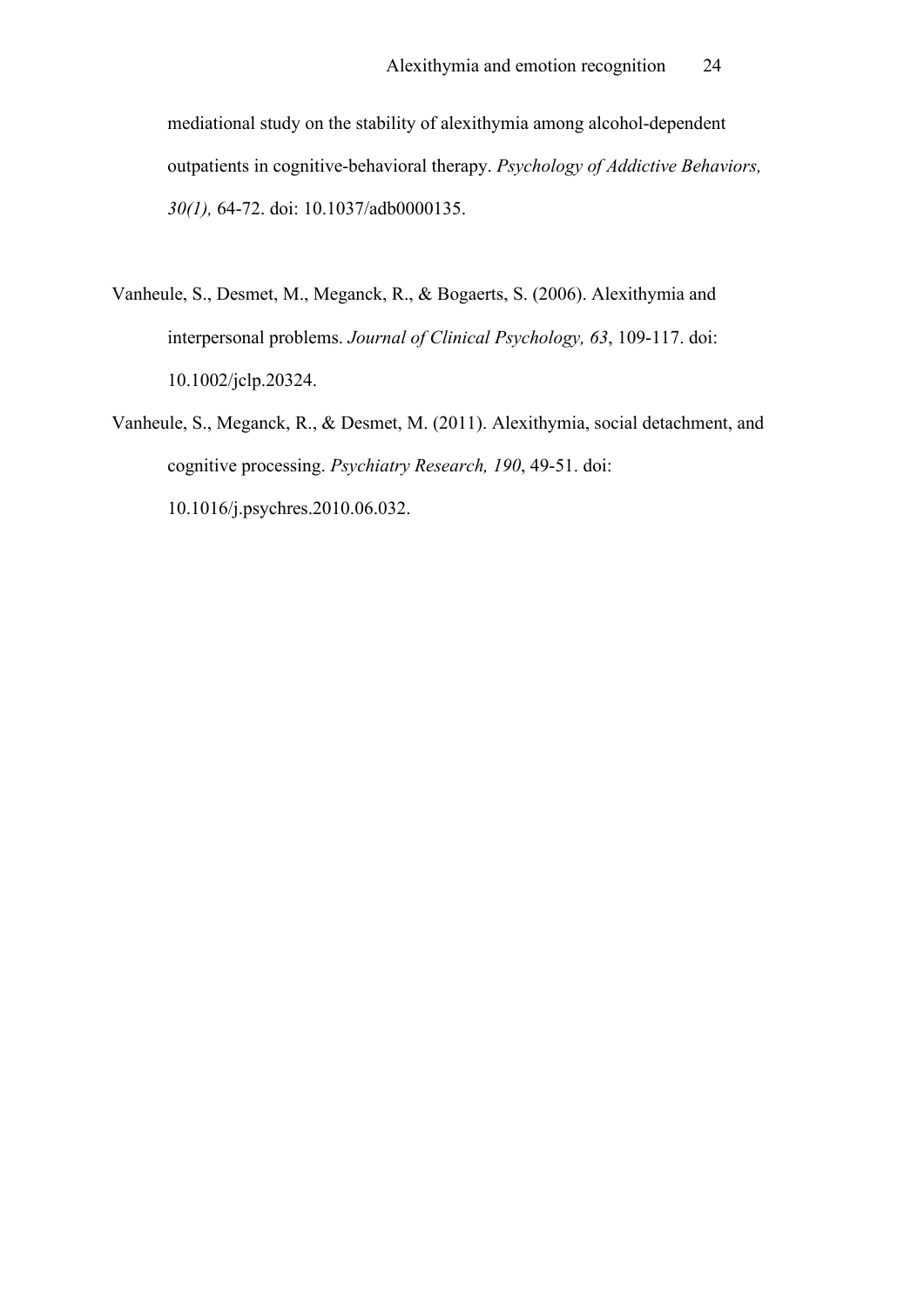mediational study on the stability of alexithymia among alcohol-dependent outpatients in cognitive-behavioral therapy. *Psychology of Addictive Behaviors, 30(1),* 64-72. doi: 10.1037/adb0000135.

Vanheule, S., Desmet, M., Meganck, R., & Bogaerts, S. (2006). Alexithymia and interpersonal problems. *Journal of Clinical Psychology, 63*, 109-117. doi: 10.1002/jclp.20324.

Vanheule, S., Meganck, R., & Desmet, M. (2011). Alexithymia, social detachment, and cognitive processing. *Psychiatry Research, 190*, 49-51. doi: 10.1016/j.psychres.2010.06.032.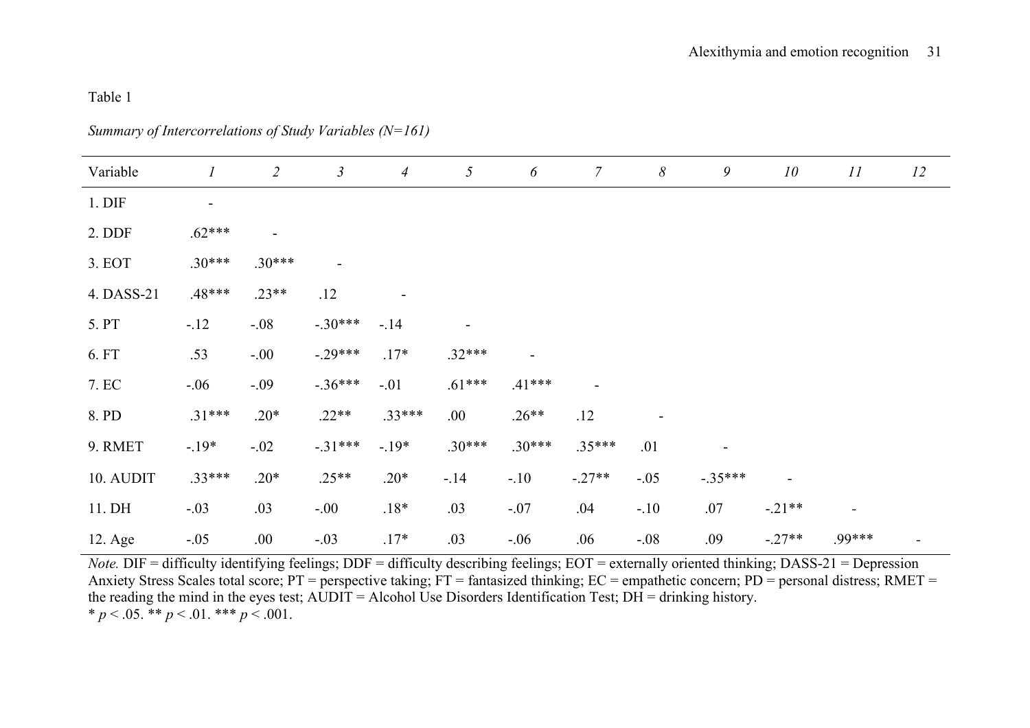Table 1

*Summary of Intercorrelations of Study Variables (N=161)*

| Variable | *1* | *2* | *3* | *4* | *5* | *6* | *7* | *8* | *9* | *10* | *11* | *12* |
|---|---|---|---|---|---|---|---|---|---|---|---|---|
| 1. DIF | - | | | | | | | | | | | |
| 2. DDF | .62*** | - | | | | | | | | | | |
| 3. EOT | .30*** | .30*** | - | | | | | | | | | |
| 4. DASS-21 | .48*** | .23** | .12 | - | | | | | | | | |
| 5. PT | -.12 | -.08 | -.30*** | -.14 | - | | | | | | | |
| 6. FT | .53 | -.00 | -.29*** | .17* | .32*** | - | | | | | | |
| 7. EC | -.06 | -.09 | -.36*** | -.01 | .61*** | .41*** | - | | | | | |
| 8. PD | .31*** | .20* | .22** | .33*** | .00 | .26** | .12 | - | | | | |
| 9. RMET | -.19* | -.02 | -.31*** | -.19* | .30*** | .30*** | .35*** | .01 | - | | | |
| 10. AUDIT | .33*** | .20* | .25** | .20* | -.14 | -.10 | -.27** | -.05 | -.35*** | - | | |
| 11. DH | -.03 | .03 | -.00 | .18* | .03 | -.07 | .04 | -.10 | .07 | -.21** | - | |
| 12. Age | -.05 | .00 | -.03 | .17* | .03 | -.06 | .06 | -.08 | .09 | -.27** | .99*** | - |

*Note.* DIF = difficulty identifying feelings; DDF = difficulty describing feelings; EOT = externally oriented thinking; DASS-21 = Depression Anxiety Stress Scales total score; PT = perspective taking; FT = fantasized thinking; EC = empathetic concern; PD = personal distress; RMET = the reading the mind in the eyes test; AUDIT = Alcohol Use Disorders Identification Test; DH = drinking history.
\* $p < .05$. \*\* $p < .01$. \*\*\* $p < .001$.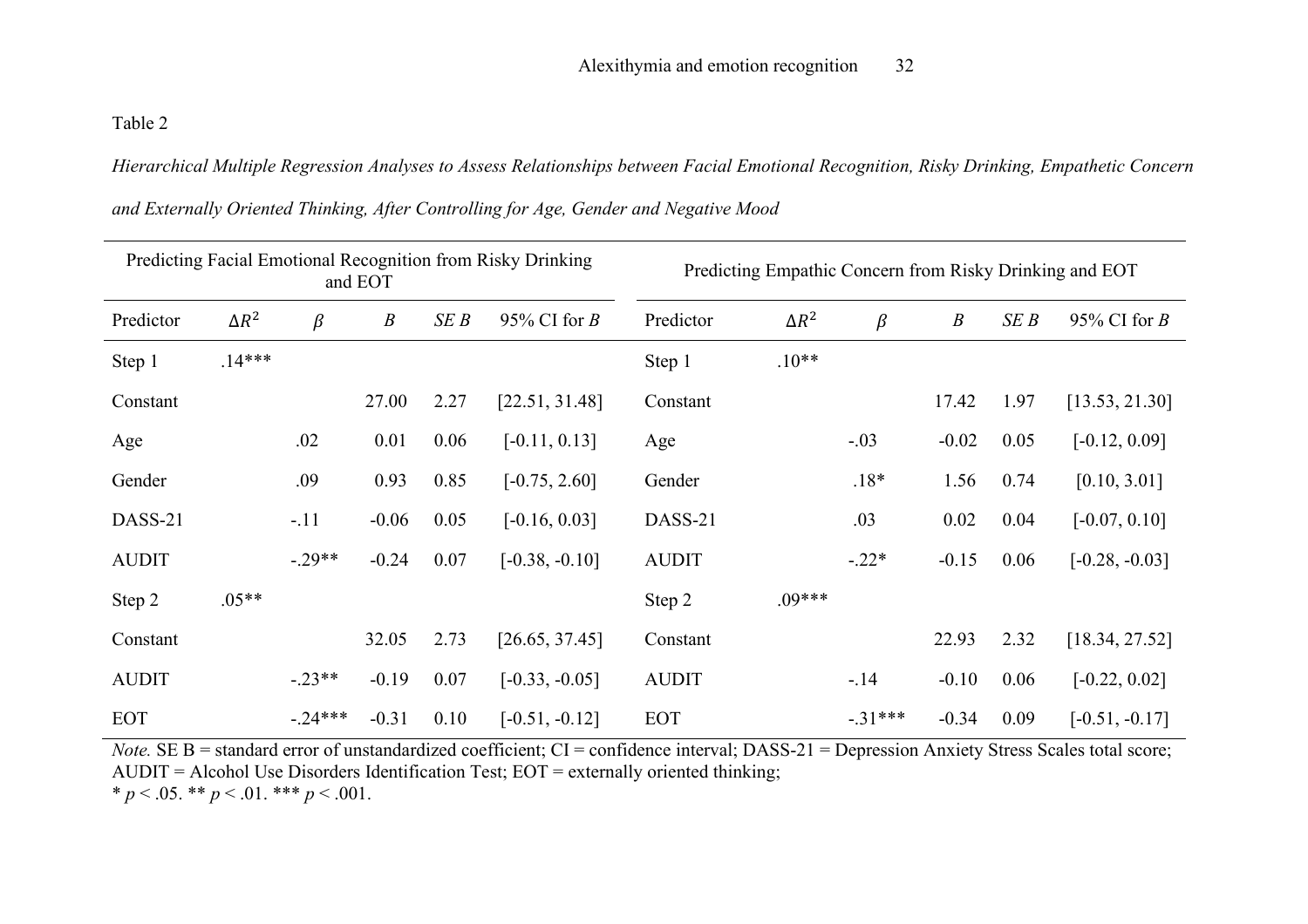Table 2

*Hierarchical Multiple Regression Analyses to Assess Relationships between Facial Emotional Recognition, Risky Drinking, Empathetic Concern and Externally Oriented Thinking, After Controlling for Age, Gender and Negative Mood*

| Predicting Facial Emotional Recognition from Risky Drinking and EOT | | | | | | Predicting Empathic Concern from Risky Drinking and EOT | | | | | |
|---|---|---|---|---|---|---|---|---|---|---|---|
| Predictor | $\Delta R^2$ | $\beta$ | *B* | *SE B* | 95% CI for *B* | Predictor | $\Delta R^2$ | $\beta$ | *B* | *SE B* | 95% CI for *B* |
| Step 1 | .14*** | | | | | Step 1 | .10** | | | | |
| Constant | | | 27.00 | 2.27 | [22.51, 31.48] | Constant | | | 17.42 | 1.97 | [13.53, 21.30] |
| Age | | .02 | 0.01 | 0.06 | [-0.11, 0.13] | Age | | -.03 | -0.02 | 0.05 | [-0.12, 0.09] |
| Gender | | .09 | 0.93 | 0.85 | [-0.75, 2.60] | Gender | | .18* | 1.56 | 0.74 | [0.10, 3.01] |
| DASS-21 | | -.11 | -0.06 | 0.05 | [-0.16, 0.03] | DASS-21 | | .03 | 0.02 | 0.04 | [-0.07, 0.10] |
| AUDIT | | -.29** | -0.24 | 0.07 | [-0.38, -0.10] | AUDIT | | -.22* | -0.15 | 0.06 | [-0.28, -0.03] |
| Step 2 | .05** | | | | | Step 2 | .09*** | | | | |
| Constant | | | 32.05 | 2.73 | [26.65, 37.45] | Constant | | | 22.93 | 2.32 | [18.34, 27.52] |
| AUDIT | | -.23** | -0.19 | 0.07 | [-0.33, -0.05] | AUDIT | | -.14 | -0.10 | 0.06 | [-0.22, 0.02] |
| EOT | | -.24*** | -0.31 | 0.10 | [-0.51, -0.12] | EOT | | -.31*** | -0.34 | 0.09 | [-0.51, -0.17] |

*Note.* SE B = standard error of unstandardized coefficient; CI = confidence interval; DASS-21 = Depression Anxiety Stress Scales total score; AUDIT = Alcohol Use Disorders Identification Test; EOT = externally oriented thinking;
* $p < .05$. ** $p < .01$. *** $p < .001$.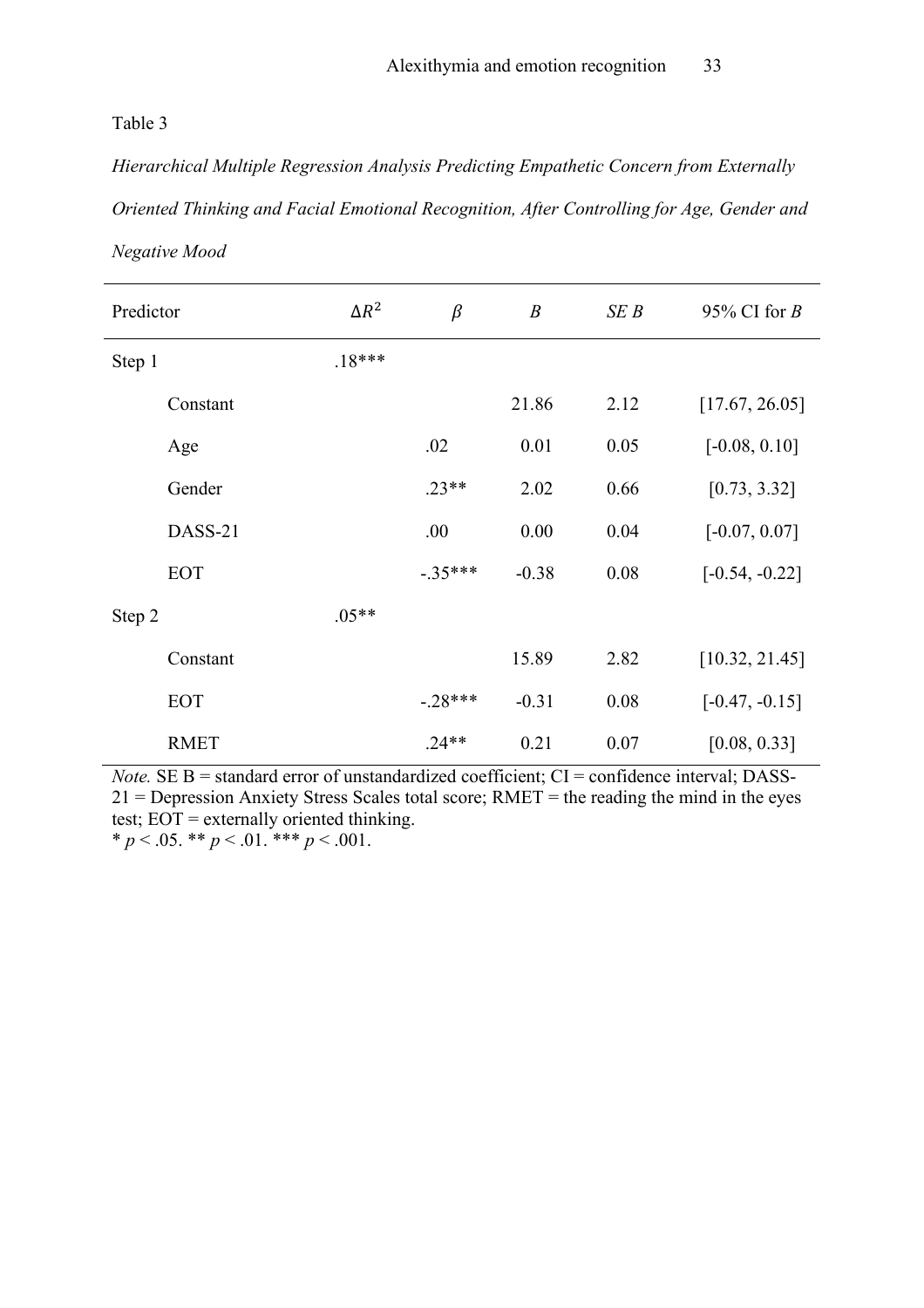Table 3

*Hierarchical Multiple Regression Analysis Predicting Empathetic Concern from Externally Oriented Thinking and Facial Emotional Recognition, After Controlling for Age, Gender and Negative Mood*

| Predictor | $\Delta R^2$ | $\beta$ | *B* | *SE B* | 95% CI for *B* |
|---|---|---|---|---|---|
| Step 1 | .18*** | | | | |
| Constant | | | 21.86 | 2.12 | [17.67, 26.05] |
| Age | | .02 | 0.01 | 0.05 | [-0.08, 0.10] |
| Gender | | .23** | 2.02 | 0.66 | [0.73, 3.32] |
| DASS-21 | | .00 | 0.00 | 0.04 | [-0.07, 0.07] |
| EOT | | -.35*** | -0.38 | 0.08 | [-0.54, -0.22] |
| Step 2 | .05** | | | | |
| Constant | | | 15.89 | 2.82 | [10.32, 21.45] |
| EOT | | -.28*** | -0.31 | 0.08 | [-0.47, -0.15] |
| RMET | | .24** | 0.21 | 0.07 | [0.08, 0.33] |

*Note.* SE B = standard error of unstandardized coefficient; CI = confidence interval; DASS-21 = Depression Anxiety Stress Scales total score; RMET = the reading the mind in the eyes test; EOT = externally oriented thinking.
\* $p < .05$. \*\* $p < .01$. \*\*\* $p < .001$.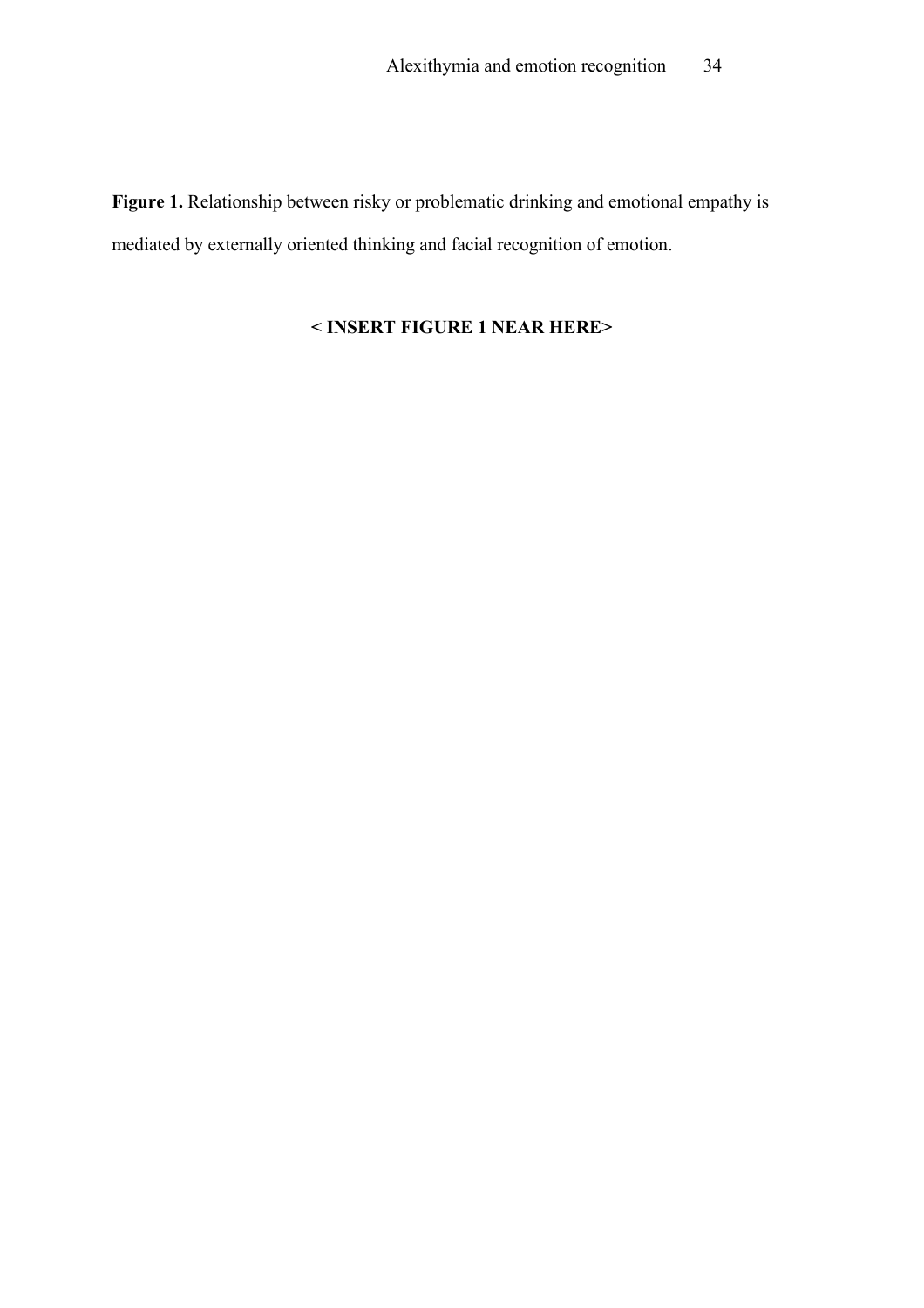**Figure 1.** Relationship between risky or problematic drinking and emotional empathy is mediated by externally oriented thinking and facial recognition of emotion.

**< INSERT FIGURE 1 NEAR HERE>**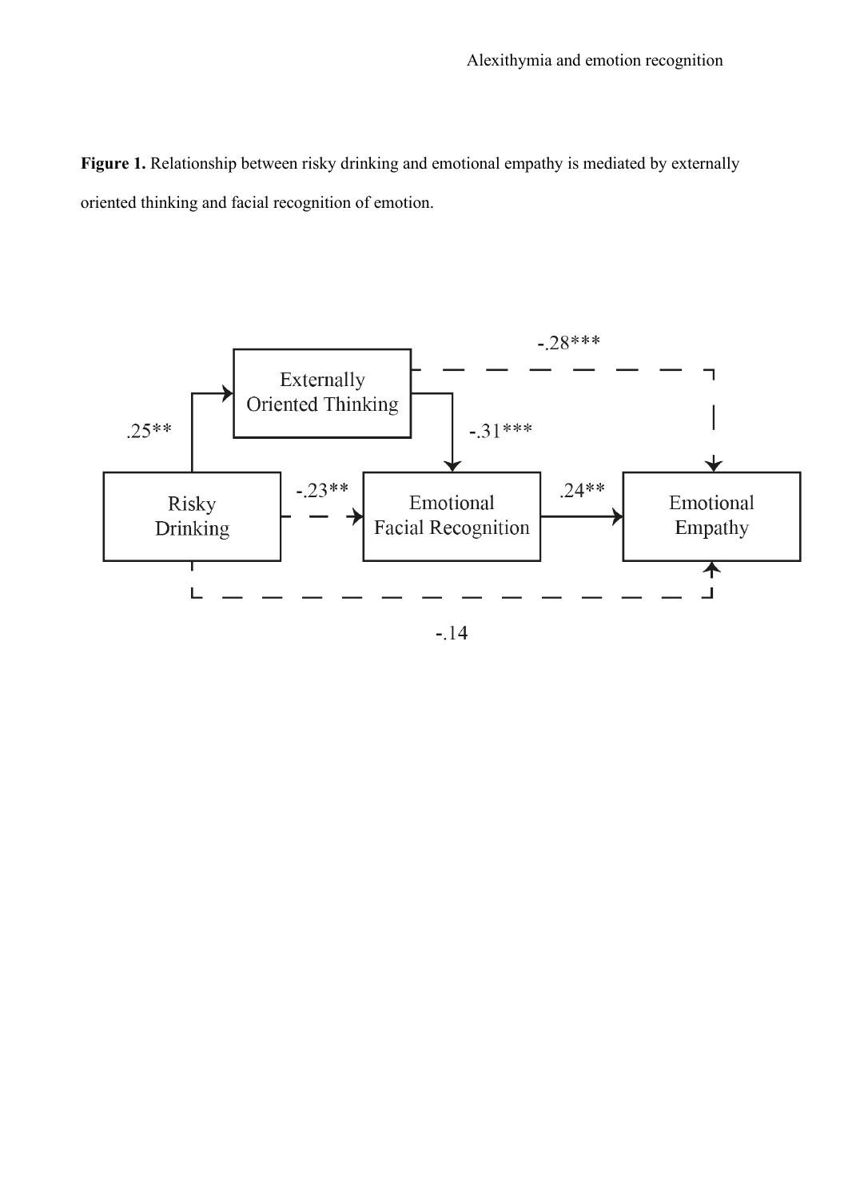**Figure 1.** Relationship between risky drinking and emotional empathy is mediated by externally oriented thinking and facial recognition of emotion.

-.28***

Externally Oriented Thinking

.25**

-.31***

Risky Drinking

-.23**

Emotional Facial Recognition

.24**

Emotional Empathy

-.14